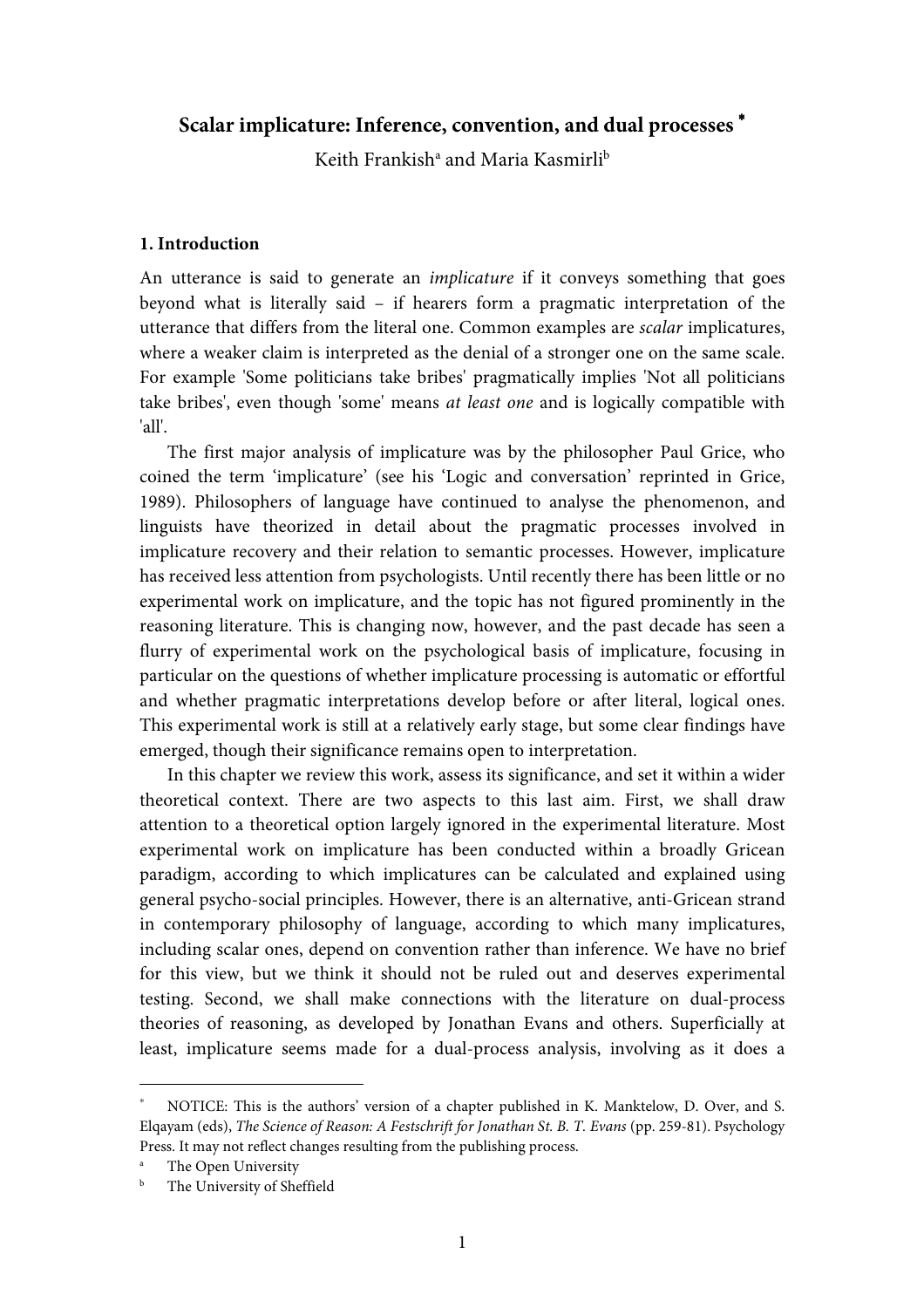# Scalar implicature: Inference, convention, and dual processes [*]

Keith Frankish[a] and Maria Kasmirli[b]

## 1. Introduction

An utterance is said to generate an *implicature* if it conveys something that goes beyond what is literally said – if hearers form a pragmatic interpretation of the utterance that differs from the literal one. Common examples are *scalar* implicatures, where a weaker claim is interpreted as the denial of a stronger one on the same scale. For example 'Some politicians take bribes' pragmatically implies 'Not all politicians take bribes', even though 'some' means *at least one* and is logically compatible with 'all'.

The first major analysis of implicature was by the philosopher Paul Grice, who coined the term 'implicature' (see his 'Logic and conversation' reprinted in Grice, 1989). Philosophers of language have continued to analyse the phenomenon, and linguists have theorized in detail about the pragmatic processes involved in implicature recovery and their relation to semantic processes. However, implicature has received less attention from psychologists. Until recently there has been little or no experimental work on implicature, and the topic has not figured prominently in the reasoning literature. This is changing now, however, and the past decade has seen a flurry of experimental work on the psychological basis of implicature, focusing in particular on the questions of whether implicature processing is automatic or effortful and whether pragmatic interpretations develop before or after literal, logical ones. This experimental work is still at a relatively early stage, but some clear findings have emerged, though their significance remains open to interpretation.

In this chapter we review this work, assess its significance, and set it within a wider theoretical context. There are two aspects to this last aim. First, we shall draw attention to a theoretical option largely ignored in the experimental literature. Most experimental work on implicature has been conducted within a broadly Gricean paradigm, according to which implicatures can be calculated and explained using general psycho-social principles. However, there is an alternative, anti-Gricean strand in contemporary philosophy of language, according to which many implicatures, including scalar ones, depend on convention rather than inference. We have no brief for this view, but we think it should not be ruled out and deserves experimental testing. Second, we shall make connections with the literature on dual-process theories of reasoning, as developed by Jonathan Evans and others. Superficially at least, implicature seems made for a dual-process analysis, involving as it does a

---

[*] NOTICE: This is the authors' version of a chapter published in K. Manktelow, D. Over, and S. Elqayam (eds), *The Science of Reason: A Festschrift for Jonathan St. B. T. Evans* (pp. 259-81). Psychology Press. It may not reflect changes resulting from the publishing process.

[a] The Open University

[b] The University of Sheffield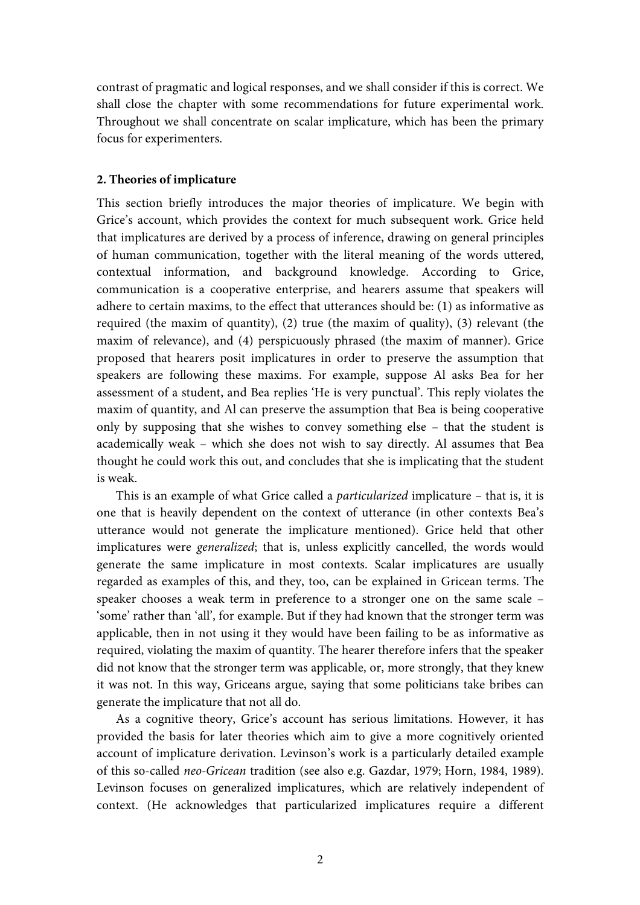contrast of pragmatic and logical responses, and we shall consider if this is correct. We shall close the chapter with some recommendations for future experimental work. Throughout we shall concentrate on scalar implicature, which has been the primary focus for experimenters.

## 2. Theories of implicature

This section briefly introduces the major theories of implicature. We begin with Grice's account, which provides the context for much subsequent work. Grice held that implicatures are derived by a process of inference, drawing on general principles of human communication, together with the literal meaning of the words uttered, contextual information, and background knowledge. According to Grice, communication is a cooperative enterprise, and hearers assume that speakers will adhere to certain maxims, to the effect that utterances should be: (1) as informative as required (the maxim of quantity), (2) true (the maxim of quality), (3) relevant (the maxim of relevance), and (4) perspicuously phrased (the maxim of manner). Grice proposed that hearers posit implicatures in order to preserve the assumption that speakers are following these maxims. For example, suppose Al asks Bea for her assessment of a student, and Bea replies 'He is very punctual'. This reply violates the maxim of quantity, and Al can preserve the assumption that Bea is being cooperative only by supposing that she wishes to convey something else – that the student is academically weak – which she does not wish to say directly. Al assumes that Bea thought he could work this out, and concludes that she is implicating that the student is weak.

This is an example of what Grice called a *particularized* implicature – that is, it is one that is heavily dependent on the context of utterance (in other contexts Bea's utterance would not generate the implicature mentioned). Grice held that other implicatures were *generalized*; that is, unless explicitly cancelled, the words would generate the same implicature in most contexts. Scalar implicatures are usually regarded as examples of this, and they, too, can be explained in Gricean terms. The speaker chooses a weak term in preference to a stronger one on the same scale – 'some' rather than 'all', for example. But if they had known that the stronger term was applicable, then in not using it they would have been failing to be as informative as required, violating the maxim of quantity. The hearer therefore infers that the speaker did not know that the stronger term was applicable, or, more strongly, that they knew it was not. In this way, Griceans argue, saying that some politicians take bribes can generate the implicature that not all do.

As a cognitive theory, Grice's account has serious limitations. However, it has provided the basis for later theories which aim to give a more cognitively oriented account of implicature derivation. Levinson's work is a particularly detailed example of this so-called *neo-Gricean* tradition (see also e.g. Gazdar, 1979; Horn, 1984, 1989). Levinson focuses on generalized implicatures, which are relatively independent of context. (He acknowledges that particularized implicatures require a different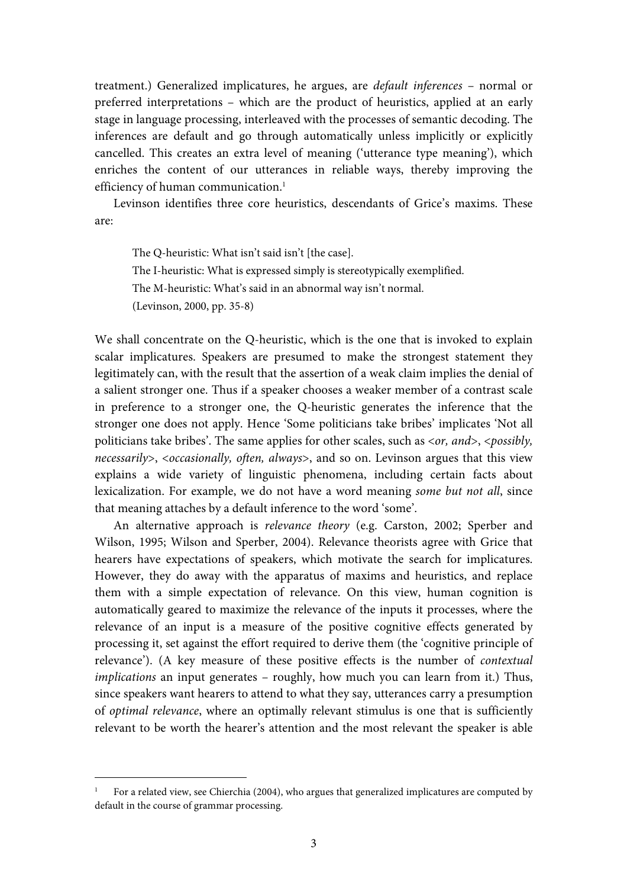treatment.) Generalized implicatures, he argues, are *default inferences* – normal or preferred interpretations – which are the product of heuristics, applied at an early stage in language processing, interleaved with the processes of semantic decoding. The inferences are default and go through automatically unless implicitly or explicitly cancelled. This creates an extra level of meaning ('utterance type meaning'), which enriches the content of our utterances in reliable ways, thereby improving the efficiency of human communication.[1]

Levinson identifies three core heuristics, descendants of Grice's maxims. These are:

> The Q-heuristic: What isn't said isn't [the case].
> The I-heuristic: What is expressed simply is stereotypically exemplified.
> The M-heuristic: What's said in an abnormal way isn't normal.
> (Levinson, 2000, pp. 35-8)

We shall concentrate on the Q-heuristic, which is the one that is invoked to explain scalar implicatures. Speakers are presumed to make the strongest statement they legitimately can, with the result that the assertion of a weak claim implies the denial of a salient stronger one. Thus if a speaker chooses a weaker member of a contrast scale in preference to a stronger one, the Q-heuristic generates the inference that the stronger one does not apply. Hence 'Some politicians take bribes' implicates 'Not all politicians take bribes'. The same applies for other scales, such as <*or, and*>, <*possibly, necessarily*>, <*occasionally, often, always*>, and so on. Levinson argues that this view explains a wide variety of linguistic phenomena, including certain facts about lexicalization. For example, we do not have a word meaning *some but not all*, since that meaning attaches by a default inference to the word 'some'.

An alternative approach is *relevance theory* (e.g. Carston, 2002; Sperber and Wilson, 1995; Wilson and Sperber, 2004). Relevance theorists agree with Grice that hearers have expectations of speakers, which motivate the search for implicatures. However, they do away with the apparatus of maxims and heuristics, and replace them with a simple expectation of relevance. On this view, human cognition is automatically geared to maximize the relevance of the inputs it processes, where the relevance of an input is a measure of the positive cognitive effects generated by processing it, set against the effort required to derive them (the 'cognitive principle of relevance'). (A key measure of these positive effects is the number of *contextual implications* an input generates – roughly, how much you can learn from it.) Thus, since speakers want hearers to attend to what they say, utterances carry a presumption of *optimal relevance*, where an optimally relevant stimulus is one that is sufficiently relevant to be worth the hearer's attention and the most relevant the speaker is able

---

[1] For a related view, see Chierchia (2004), who argues that generalized implicatures are computed by default in the course of grammar processing.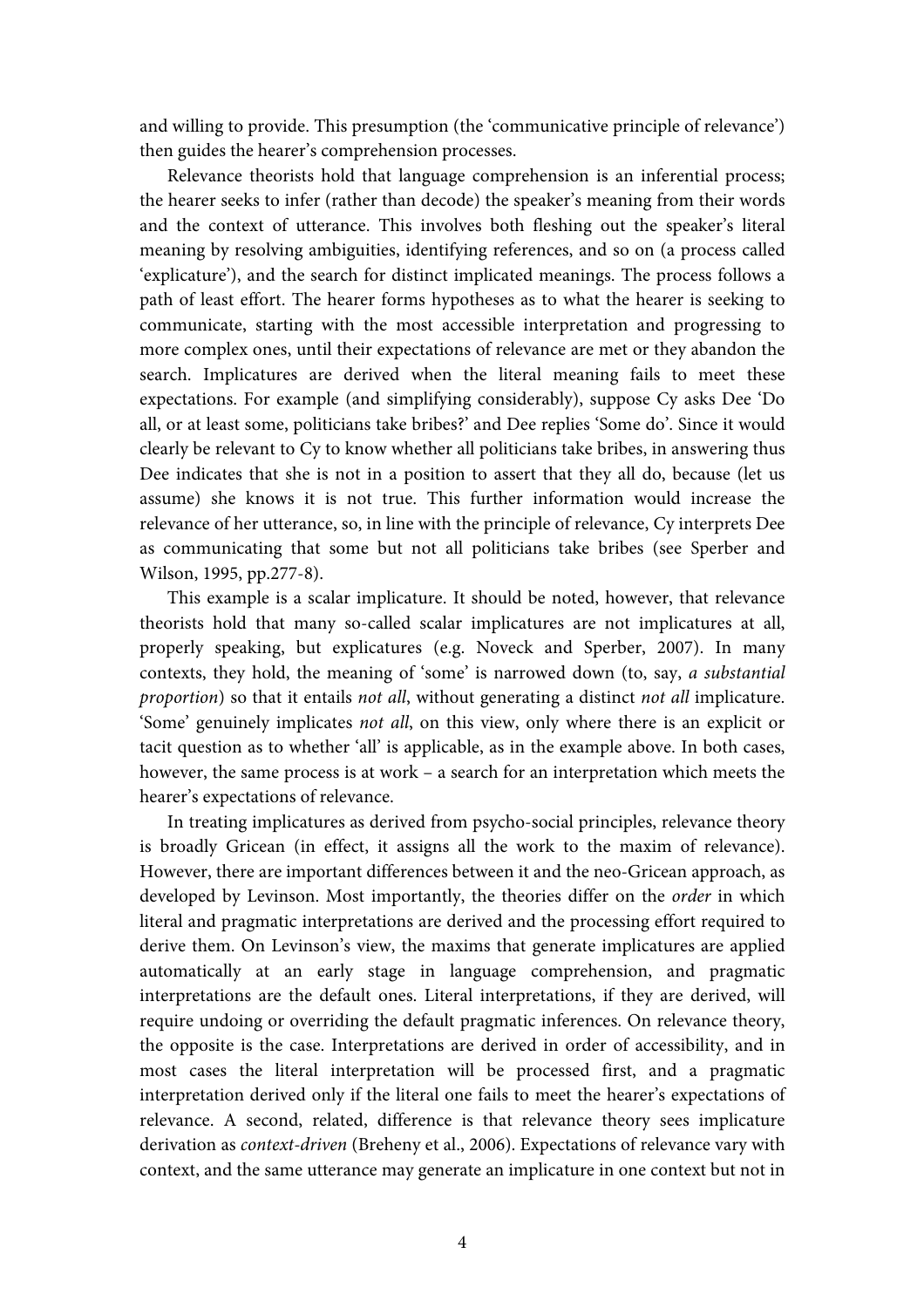and willing to provide. This presumption (the 'communicative principle of relevance') then guides the hearer's comprehension processes.

Relevance theorists hold that language comprehension is an inferential process; the hearer seeks to infer (rather than decode) the speaker's meaning from their words and the context of utterance. This involves both fleshing out the speaker's literal meaning by resolving ambiguities, identifying references, and so on (a process called 'explicature'), and the search for distinct implicated meanings. The process follows a path of least effort. The hearer forms hypotheses as to what the hearer is seeking to communicate, starting with the most accessible interpretation and progressing to more complex ones, until their expectations of relevance are met or they abandon the search. Implicatures are derived when the literal meaning fails to meet these expectations. For example (and simplifying considerably), suppose Cy asks Dee 'Do all, or at least some, politicians take bribes?' and Dee replies 'Some do'. Since it would clearly be relevant to Cy to know whether all politicians take bribes, in answering thus Dee indicates that she is not in a position to assert that they all do, because (let us assume) she knows it is not true. This further information would increase the relevance of her utterance, so, in line with the principle of relevance, Cy interprets Dee as communicating that some but not all politicians take bribes (see Sperber and Wilson, 1995, pp.277-8).

This example is a scalar implicature. It should be noted, however, that relevance theorists hold that many so-called scalar implicatures are not implicatures at all, properly speaking, but explicatures (e.g. Noveck and Sperber, 2007). In many contexts, they hold, the meaning of 'some' is narrowed down (to, say, *a substantial proportion*) so that it entails *not all*, without generating a distinct *not all* implicature. 'Some' genuinely implicates *not all*, on this view, only where there is an explicit or tacit question as to whether 'all' is applicable, as in the example above. In both cases, however, the same process is at work – a search for an interpretation which meets the hearer's expectations of relevance.

In treating implicatures as derived from psycho-social principles, relevance theory is broadly Gricean (in effect, it assigns all the work to the maxim of relevance). However, there are important differences between it and the neo-Gricean approach, as developed by Levinson. Most importantly, the theories differ on the *order* in which literal and pragmatic interpretations are derived and the processing effort required to derive them. On Levinson's view, the maxims that generate implicatures are applied automatically at an early stage in language comprehension, and pragmatic interpretations are the default ones. Literal interpretations, if they are derived, will require undoing or overriding the default pragmatic inferences. On relevance theory, the opposite is the case. Interpretations are derived in order of accessibility, and in most cases the literal interpretation will be processed first, and a pragmatic interpretation derived only if the literal one fails to meet the hearer's expectations of relevance. A second, related, difference is that relevance theory sees implicature derivation as *context-driven* (Breheny et al., 2006). Expectations of relevance vary with context, and the same utterance may generate an implicature in one context but not in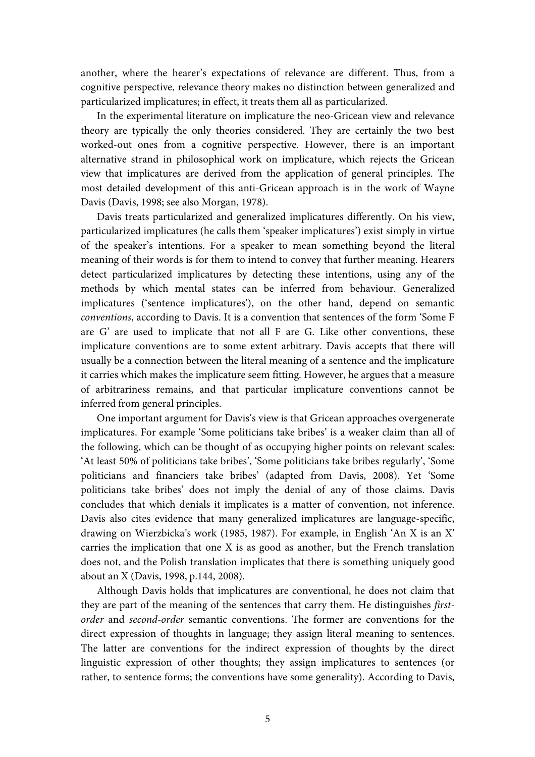another, where the hearer's expectations of relevance are different. Thus, from a cognitive perspective, relevance theory makes no distinction between generalized and particularized implicatures; in effect, it treats them all as particularized.

In the experimental literature on implicature the neo-Gricean view and relevance theory are typically the only theories considered. They are certainly the two best worked-out ones from a cognitive perspective. However, there is an important alternative strand in philosophical work on implicature, which rejects the Gricean view that implicatures are derived from the application of general principles. The most detailed development of this anti-Gricean approach is in the work of Wayne Davis (Davis, 1998; see also Morgan, 1978).

Davis treats particularized and generalized implicatures differently. On his view, particularized implicatures (he calls them 'speaker implicatures') exist simply in virtue of the speaker's intentions. For a speaker to mean something beyond the literal meaning of their words is for them to intend to convey that further meaning. Hearers detect particularized implicatures by detecting these intentions, using any of the methods by which mental states can be inferred from behaviour. Generalized implicatures ('sentence implicatures'), on the other hand, depend on semantic *conventions*, according to Davis. It is a convention that sentences of the form 'Some F are G' are used to implicate that not all F are G. Like other conventions, these implicature conventions are to some extent arbitrary. Davis accepts that there will usually be a connection between the literal meaning of a sentence and the implicature it carries which makes the implicature seem fitting. However, he argues that a measure of arbitrariness remains, and that particular implicature conventions cannot be inferred from general principles.

One important argument for Davis's view is that Gricean approaches overgenerate implicatures. For example 'Some politicians take bribes' is a weaker claim than all of the following, which can be thought of as occupying higher points on relevant scales: 'At least 50% of politicians take bribes', 'Some politicians take bribes regularly', 'Some politicians and financiers take bribes' (adapted from Davis, 2008). Yet 'Some politicians take bribes' does not imply the denial of any of those claims. Davis concludes that which denials it implicates is a matter of convention, not inference. Davis also cites evidence that many generalized implicatures are language-specific, drawing on Wierzbicka's work (1985, 1987). For example, in English 'An X is an X' carries the implication that one X is as good as another, but the French translation does not, and the Polish translation implicates that there is something uniquely good about an X (Davis, 1998, p.144, 2008).

Although Davis holds that implicatures are conventional, he does not claim that they are part of the meaning of the sentences that carry them. He distinguishes *first-order* and *second-order* semantic conventions. The former are conventions for the direct expression of thoughts in language; they assign literal meaning to sentences. The latter are conventions for the indirect expression of thoughts by the direct linguistic expression of other thoughts; they assign implicatures to sentences (or rather, to sentence forms; the conventions have some generality). According to Davis,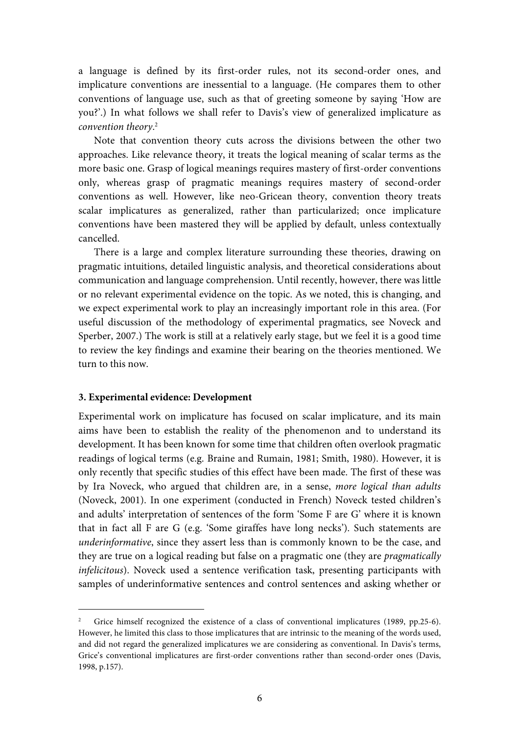a language is defined by its first-order rules, not its second-order ones, and implicature conventions are inessential to a language. (He compares them to other conventions of language use, such as that of greeting someone by saying 'How are you?'.) In what follows we shall refer to Davis's view of generalized implicature as *convention theory*.[2]

Note that convention theory cuts across the divisions between the other two approaches. Like relevance theory, it treats the logical meaning of scalar terms as the more basic one. Grasp of logical meanings requires mastery of first-order conventions only, whereas grasp of pragmatic meanings requires mastery of second-order conventions as well. However, like neo-Gricean theory, convention theory treats scalar implicatures as generalized, rather than particularized; once implicature conventions have been mastered they will be applied by default, unless contextually cancelled.

There is a large and complex literature surrounding these theories, drawing on pragmatic intuitions, detailed linguistic analysis, and theoretical considerations about communication and language comprehension. Until recently, however, there was little or no relevant experimental evidence on the topic. As we noted, this is changing, and we expect experimental work to play an increasingly important role in this area. (For useful discussion of the methodology of experimental pragmatics, see Noveck and Sperber, 2007.) The work is still at a relatively early stage, but we feel it is a good time to review the key findings and examine their bearing on the theories mentioned. We turn to this now.

### 3. Experimental evidence: Development

Experimental work on implicature has focused on scalar implicature, and its main aims have been to establish the reality of the phenomenon and to understand its development. It has been known for some time that children often overlook pragmatic readings of logical terms (e.g. Braine and Rumain, 1981; Smith, 1980). However, it is only recently that specific studies of this effect have been made. The first of these was by Ira Noveck, who argued that children are, in a sense, *more logical than adults* (Noveck, 2001). In one experiment (conducted in French) Noveck tested children's and adults' interpretation of sentences of the form 'Some F are G' where it is known that in fact all F are G (e.g. 'Some giraffes have long necks'). Such statements are *underinformative*, since they assert less than is commonly known to be the case, and they are true on a logical reading but false on a pragmatic one (they are *pragmatically infelicitous*). Noveck used a sentence verification task, presenting participants with samples of underinformative sentences and control sentences and asking whether or

---

[2] Grice himself recognized the existence of a class of conventional implicatures (1989, pp.25-6). However, he limited this class to those implicatures that are intrinsic to the meaning of the words used, and did not regard the generalized implicatures we are considering as conventional. In Davis's terms, Grice's conventional implicatures are first-order conventions rather than second-order ones (Davis, 1998, p.157).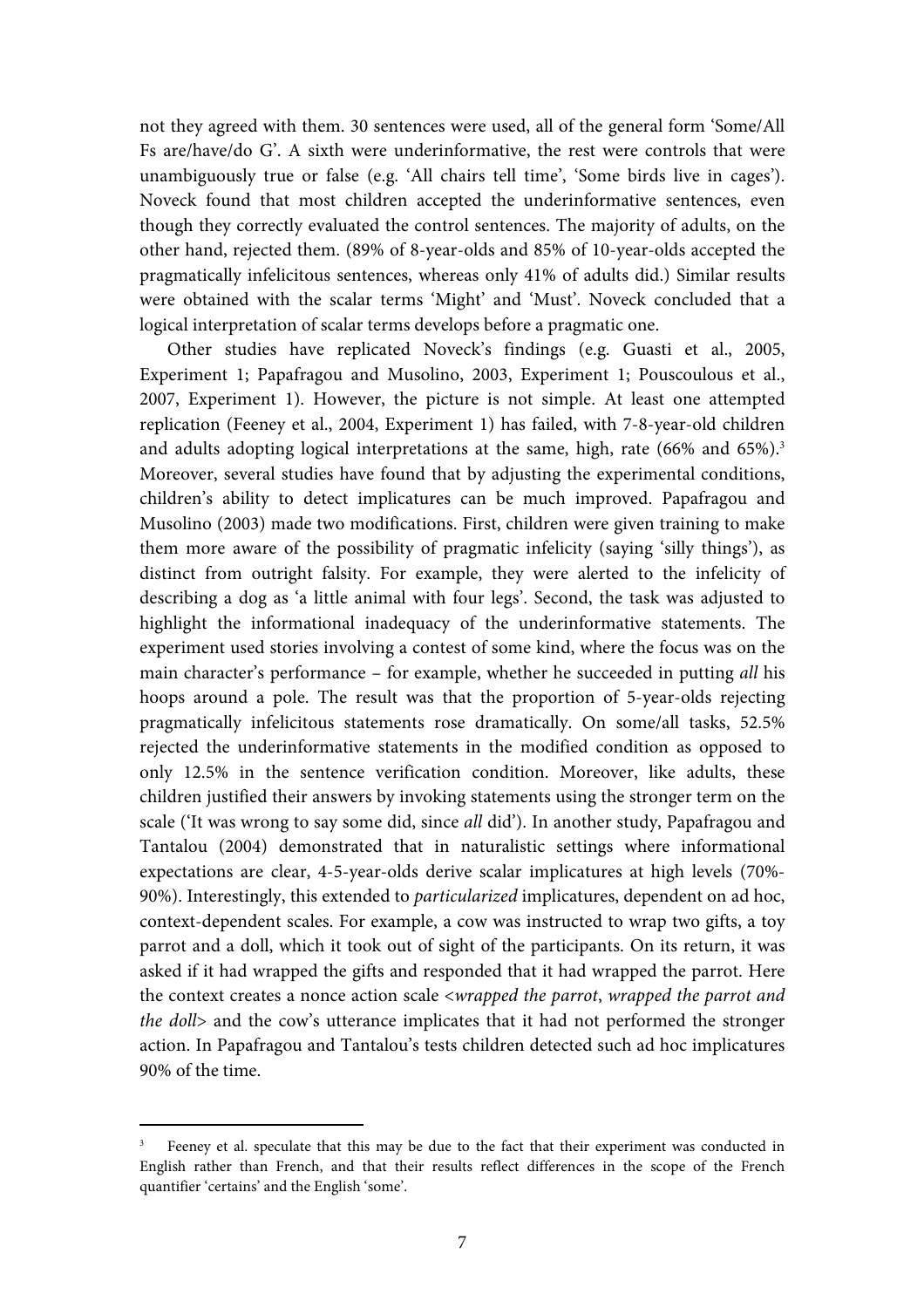not they agreed with them. 30 sentences were used, all of the general form 'Some/All Fs are/have/do G'. A sixth were underinformative, the rest were controls that were unambiguously true or false (e.g. 'All chairs tell time', 'Some birds live in cages'). Noveck found that most children accepted the underinformative sentences, even though they correctly evaluated the control sentences. The majority of adults, on the other hand, rejected them. (89% of 8-year-olds and 85% of 10-year-olds accepted the pragmatically infelicitous sentences, whereas only 41% of adults did.) Similar results were obtained with the scalar terms 'Might' and 'Must'. Noveck concluded that a logical interpretation of scalar terms develops before a pragmatic one.

Other studies have replicated Noveck's findings (e.g. Guasti et al., 2005, Experiment 1; Papafragou and Musolino, 2003, Experiment 1; Pouscoulous et al., 2007, Experiment 1). However, the picture is not simple. At least one attempted replication (Feeney et al., 2004, Experiment 1) has failed, with 7-8-year-old children and adults adopting logical interpretations at the same, high, rate (66% and 65%).[3] Moreover, several studies have found that by adjusting the experimental conditions, children's ability to detect implicatures can be much improved. Papafragou and Musolino (2003) made two modifications. First, children were given training to make them more aware of the possibility of pragmatic infelicity (saying 'silly things'), as distinct from outright falsity. For example, they were alerted to the infelicity of describing a dog as 'a little animal with four legs'. Second, the task was adjusted to highlight the informational inadequacy of the underinformative statements. The experiment used stories involving a contest of some kind, where the focus was on the main character's performance – for example, whether he succeeded in putting *all* his hoops around a pole. The result was that the proportion of 5-year-olds rejecting pragmatically infelicitous statements rose dramatically. On some/all tasks, 52.5% rejected the underinformative statements in the modified condition as opposed to only 12.5% in the sentence verification condition. Moreover, like adults, these children justified their answers by invoking statements using the stronger term on the scale ('It was wrong to say some did, since *all* did'). In another study, Papafragou and Tantalou (2004) demonstrated that in naturalistic settings where informational expectations are clear, 4-5-year-olds derive scalar implicatures at high levels (70%-90%). Interestingly, this extended to *particularized* implicatures, dependent on ad hoc, context-dependent scales. For example, a cow was instructed to wrap two gifts, a toy parrot and a doll, which it took out of sight of the participants. On its return, it was asked if it had wrapped the gifts and responded that it had wrapped the parrot. Here the context creates a nonce action scale <*wrapped the parrot*, *wrapped the parrot and the doll*> and the cow's utterance implicates that it had not performed the stronger action. In Papafragou and Tantalou's tests children detected such ad hoc implicatures 90% of the time.

---

[3] Feeney et al. speculate that this may be due to the fact that their experiment was conducted in English rather than French, and that their results reflect differences in the scope of the French quantifier 'certains' and the English 'some'.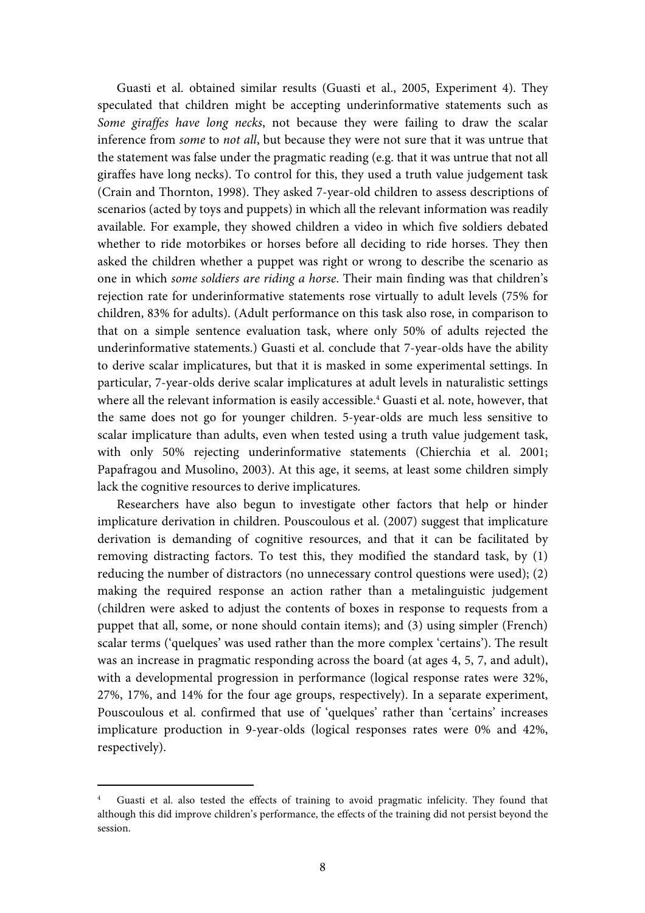Guasti et al. obtained similar results (Guasti et al., 2005, Experiment 4). They speculated that children might be accepting underinformative statements such as *Some giraffes have long necks*, not because they were failing to draw the scalar inference from *some* to *not all*, but because they were not sure that it was untrue that the statement was false under the pragmatic reading (e.g. that it was untrue that not all giraffes have long necks). To control for this, they used a truth value judgement task (Crain and Thornton, 1998). They asked 7-year-old children to assess descriptions of scenarios (acted by toys and puppets) in which all the relevant information was readily available. For example, they showed children a video in which five soldiers debated whether to ride motorbikes or horses before all deciding to ride horses. They then asked the children whether a puppet was right or wrong to describe the scenario as one in which *some soldiers are riding a horse*. Their main finding was that children's rejection rate for underinformative statements rose virtually to adult levels (75% for children, 83% for adults). (Adult performance on this task also rose, in comparison to that on a simple sentence evaluation task, where only 50% of adults rejected the underinformative statements.) Guasti et al. conclude that 7-year-olds have the ability to derive scalar implicatures, but that it is masked in some experimental settings. In particular, 7-year-olds derive scalar implicatures at adult levels in naturalistic settings where all the relevant information is easily accessible.[4] Guasti et al. note, however, that the same does not go for younger children. 5-year-olds are much less sensitive to scalar implicature than adults, even when tested using a truth value judgement task, with only 50% rejecting underinformative statements (Chierchia et al. 2001; Papafragou and Musolino, 2003). At this age, it seems, at least some children simply lack the cognitive resources to derive implicatures.

Researchers have also begun to investigate other factors that help or hinder implicature derivation in children. Pouscoulous et al. (2007) suggest that implicature derivation is demanding of cognitive resources, and that it can be facilitated by removing distracting factors. To test this, they modified the standard task, by (1) reducing the number of distractors (no unnecessary control questions were used); (2) making the required response an action rather than a metalinguistic judgement (children were asked to adjust the contents of boxes in response to requests from a puppet that all, some, or none should contain items); and (3) using simpler (French) scalar terms ('quelques' was used rather than the more complex 'certains'). The result was an increase in pragmatic responding across the board (at ages 4, 5, 7, and adult), with a developmental progression in performance (logical response rates were 32%, 27%, 17%, and 14% for the four age groups, respectively). In a separate experiment, Pouscoulous et al. confirmed that use of 'quelques' rather than 'certains' increases implicature production in 9-year-olds (logical responses rates were 0% and 42%, respectively).

---

[4] Guasti et al. also tested the effects of training to avoid pragmatic infelicity. They found that although this did improve children's performance, the effects of the training did not persist beyond the session.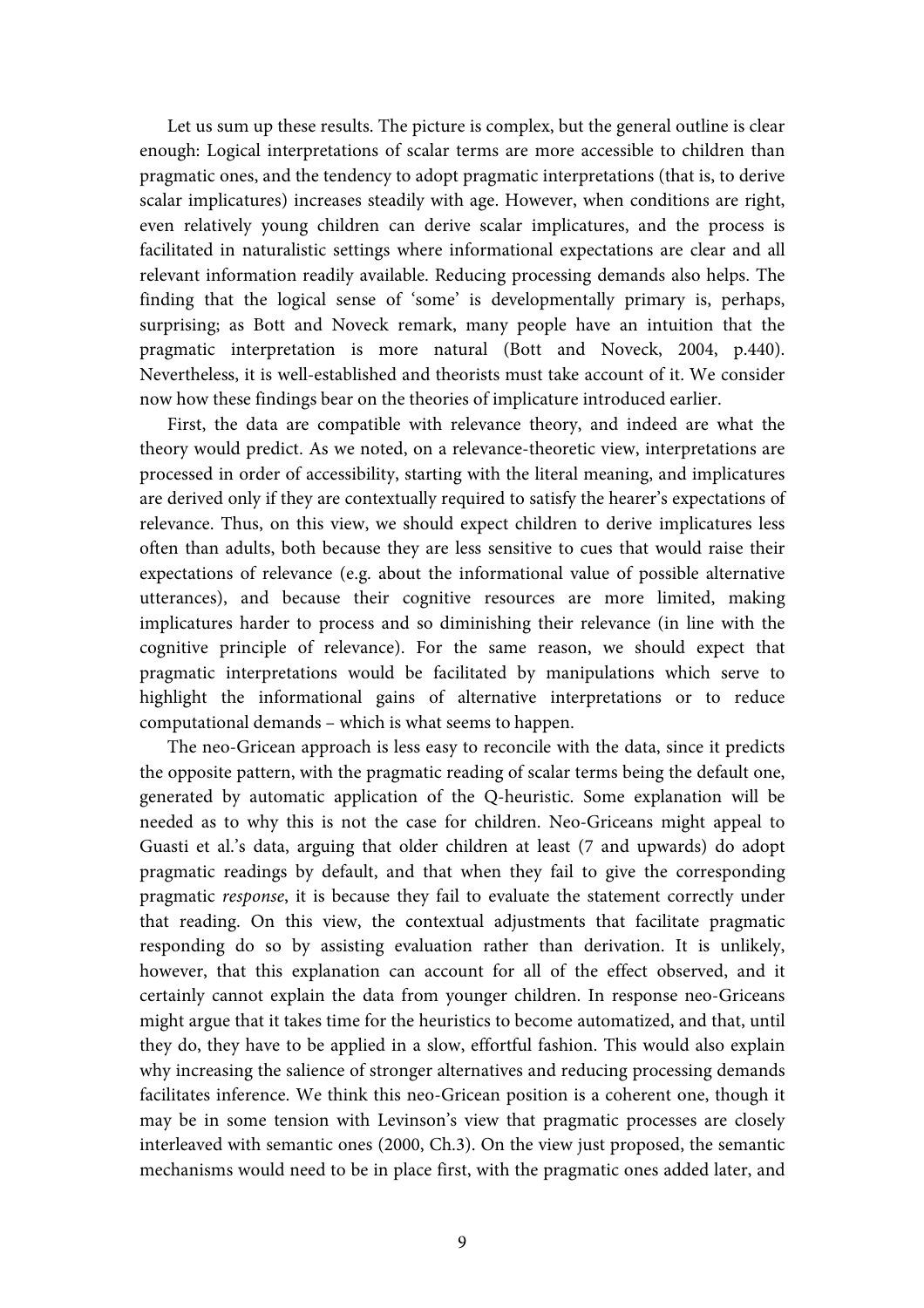Let us sum up these results. The picture is complex, but the general outline is clear enough: Logical interpretations of scalar terms are more accessible to children than pragmatic ones, and the tendency to adopt pragmatic interpretations (that is, to derive scalar implicatures) increases steadily with age. However, when conditions are right, even relatively young children can derive scalar implicatures, and the process is facilitated in naturalistic settings where informational expectations are clear and all relevant information readily available. Reducing processing demands also helps. The finding that the logical sense of 'some' is developmentally primary is, perhaps, surprising; as Bott and Noveck remark, many people have an intuition that the pragmatic interpretation is more natural (Bott and Noveck, 2004, p.440). Nevertheless, it is well-established and theorists must take account of it. We consider now how these findings bear on the theories of implicature introduced earlier.

First, the data are compatible with relevance theory, and indeed are what the theory would predict. As we noted, on a relevance-theoretic view, interpretations are processed in order of accessibility, starting with the literal meaning, and implicatures are derived only if they are contextually required to satisfy the hearer's expectations of relevance. Thus, on this view, we should expect children to derive implicatures less often than adults, both because they are less sensitive to cues that would raise their expectations of relevance (e.g. about the informational value of possible alternative utterances), and because their cognitive resources are more limited, making implicatures harder to process and so diminishing their relevance (in line with the cognitive principle of relevance). For the same reason, we should expect that pragmatic interpretations would be facilitated by manipulations which serve to highlight the informational gains of alternative interpretations or to reduce computational demands – which is what seems to happen.

The neo-Gricean approach is less easy to reconcile with the data, since it predicts the opposite pattern, with the pragmatic reading of scalar terms being the default one, generated by automatic application of the Q-heuristic. Some explanation will be needed as to why this is not the case for children. Neo-Griceans might appeal to Guasti et al.'s data, arguing that older children at least (7 and upwards) do adopt pragmatic readings by default, and that when they fail to give the corresponding pragmatic *response*, it is because they fail to evaluate the statement correctly under that reading. On this view, the contextual adjustments that facilitate pragmatic responding do so by assisting evaluation rather than derivation. It is unlikely, however, that this explanation can account for all of the effect observed, and it certainly cannot explain the data from younger children. In response neo-Griceans might argue that it takes time for the heuristics to become automatized, and that, until they do, they have to be applied in a slow, effortful fashion. This would also explain why increasing the salience of stronger alternatives and reducing processing demands facilitates inference. We think this neo-Gricean position is a coherent one, though it may be in some tension with Levinson's view that pragmatic processes are closely interleaved with semantic ones (2000, Ch.3). On the view just proposed, the semantic mechanisms would need to be in place first, with the pragmatic ones added later, and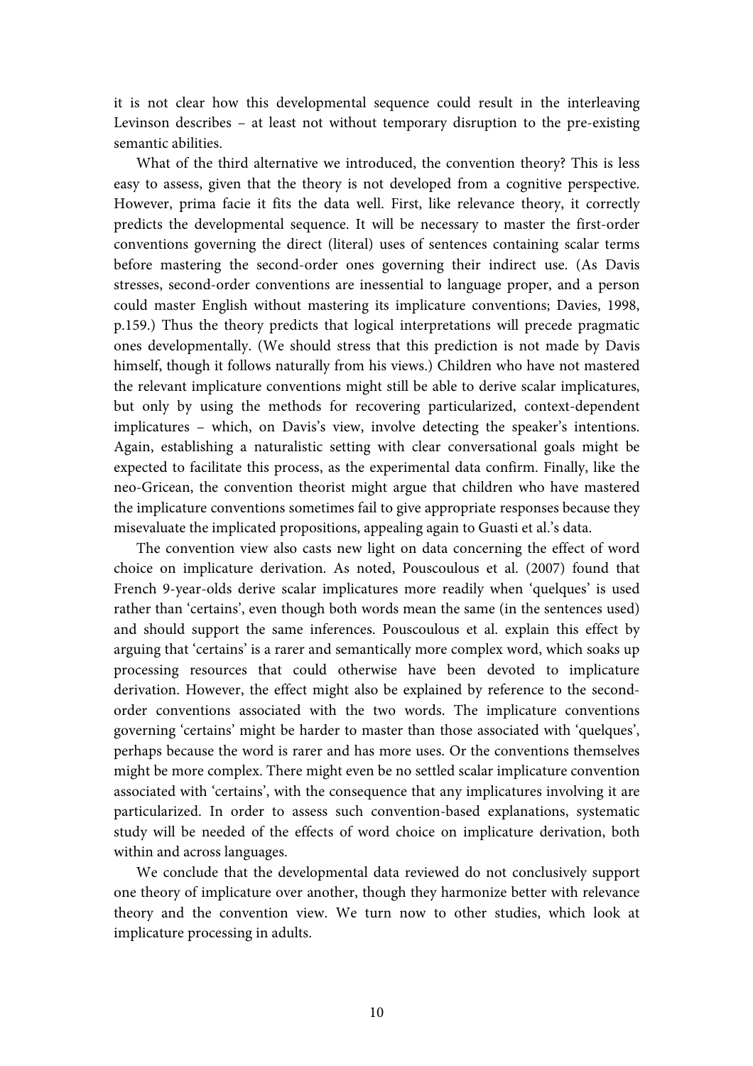it is not clear how this developmental sequence could result in the interleaving Levinson describes – at least not without temporary disruption to the pre-existing semantic abilities.

What of the third alternative we introduced, the convention theory? This is less easy to assess, given that the theory is not developed from a cognitive perspective. However, prima facie it fits the data well. First, like relevance theory, it correctly predicts the developmental sequence. It will be necessary to master the first-order conventions governing the direct (literal) uses of sentences containing scalar terms before mastering the second-order ones governing their indirect use. (As Davis stresses, second-order conventions are inessential to language proper, and a person could master English without mastering its implicature conventions; Davies, 1998, p.159.) Thus the theory predicts that logical interpretations will precede pragmatic ones developmentally. (We should stress that this prediction is not made by Davis himself, though it follows naturally from his views.) Children who have not mastered the relevant implicature conventions might still be able to derive scalar implicatures, but only by using the methods for recovering particularized, context-dependent implicatures – which, on Davis's view, involve detecting the speaker's intentions. Again, establishing a naturalistic setting with clear conversational goals might be expected to facilitate this process, as the experimental data confirm. Finally, like the neo-Gricean, the convention theorist might argue that children who have mastered the implicature conventions sometimes fail to give appropriate responses because they misevaluate the implicated propositions, appealing again to Guasti et al.'s data.

The convention view also casts new light on data concerning the effect of word choice on implicature derivation. As noted, Pouscoulous et al. (2007) found that French 9-year-olds derive scalar implicatures more readily when 'quelques' is used rather than 'certains', even though both words mean the same (in the sentences used) and should support the same inferences. Pouscoulous et al. explain this effect by arguing that 'certains' is a rarer and semantically more complex word, which soaks up processing resources that could otherwise have been devoted to implicature derivation. However, the effect might also be explained by reference to the second-order conventions associated with the two words. The implicature conventions governing 'certains' might be harder to master than those associated with 'quelques', perhaps because the word is rarer and has more uses. Or the conventions themselves might be more complex. There might even be no settled scalar implicature convention associated with 'certains', with the consequence that any implicatures involving it are particularized. In order to assess such convention-based explanations, systematic study will be needed of the effects of word choice on implicature derivation, both within and across languages.

We conclude that the developmental data reviewed do not conclusively support one theory of implicature over another, though they harmonize better with relevance theory and the convention view. We turn now to other studies, which look at implicature processing in adults.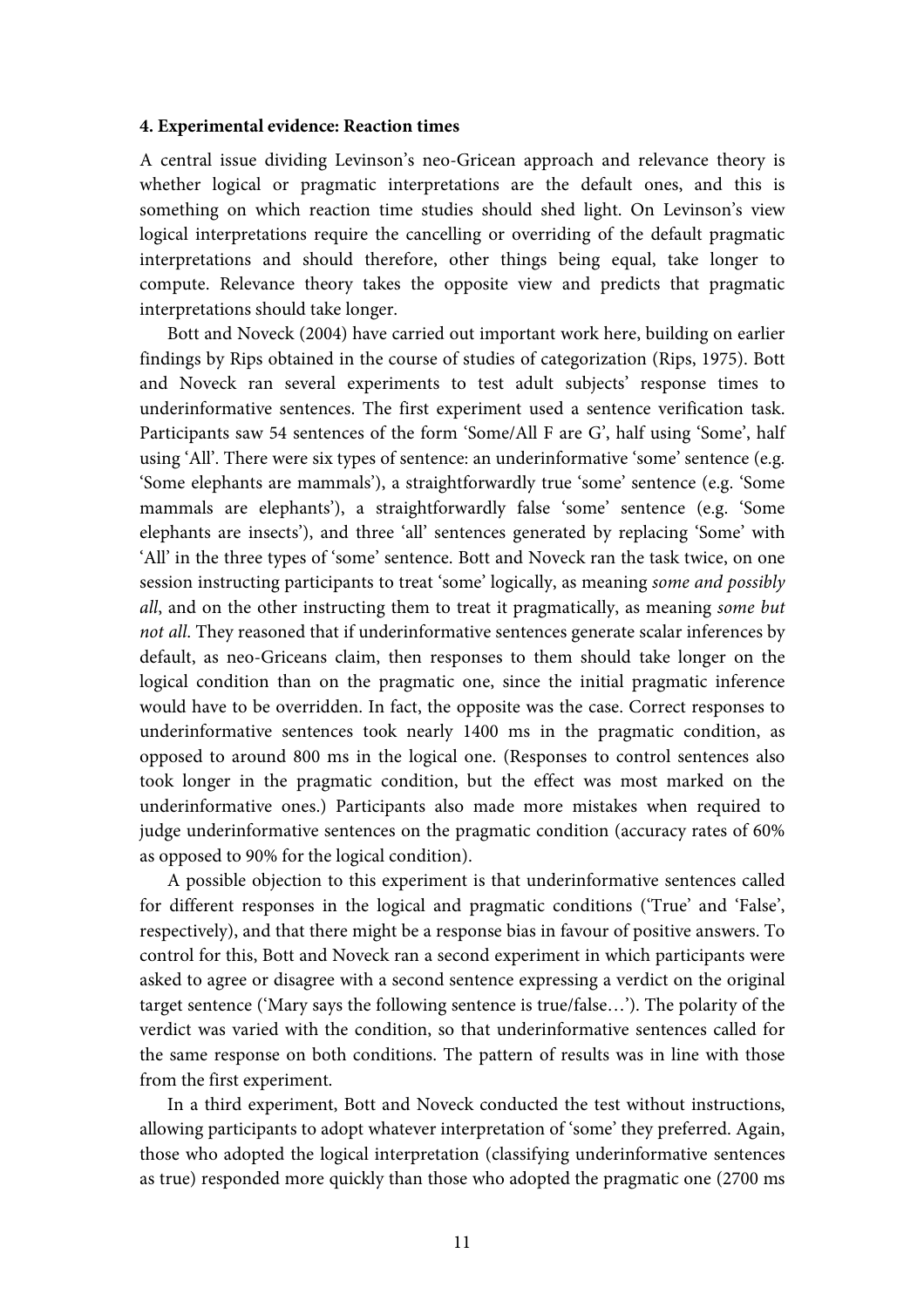#### 4. Experimental evidence: Reaction times

A central issue dividing Levinson's neo-Gricean approach and relevance theory is whether logical or pragmatic interpretations are the default ones, and this is something on which reaction time studies should shed light. On Levinson's view logical interpretations require the cancelling or overriding of the default pragmatic interpretations and should therefore, other things being equal, take longer to compute. Relevance theory takes the opposite view and predicts that pragmatic interpretations should take longer.

Bott and Noveck (2004) have carried out important work here, building on earlier findings by Rips obtained in the course of studies of categorization (Rips, 1975). Bott and Noveck ran several experiments to test adult subjects' response times to underinformative sentences. The first experiment used a sentence verification task. Participants saw 54 sentences of the form 'Some/All F are G', half using 'Some', half using 'All'. There were six types of sentence: an underinformative 'some' sentence (e.g. 'Some elephants are mammals'), a straightforwardly true 'some' sentence (e.g. 'Some mammals are elephants'), a straightforwardly false 'some' sentence (e.g. 'Some elephants are insects'), and three 'all' sentences generated by replacing 'Some' with 'All' in the three types of 'some' sentence. Bott and Noveck ran the task twice, on one session instructing participants to treat 'some' logically, as meaning *some and possibly all*, and on the other instructing them to treat it pragmatically, as meaning *some but not all*. They reasoned that if underinformative sentences generate scalar inferences by default, as neo-Griceans claim, then responses to them should take longer on the logical condition than on the pragmatic one, since the initial pragmatic inference would have to be overridden. In fact, the opposite was the case. Correct responses to underinformative sentences took nearly 1400 ms in the pragmatic condition, as opposed to around 800 ms in the logical one. (Responses to control sentences also took longer in the pragmatic condition, but the effect was most marked on the underinformative ones.) Participants also made more mistakes when required to judge underinformative sentences on the pragmatic condition (accuracy rates of 60% as opposed to 90% for the logical condition).

A possible objection to this experiment is that underinformative sentences called for different responses in the logical and pragmatic conditions ('True' and 'False', respectively), and that there might be a response bias in favour of positive answers. To control for this, Bott and Noveck ran a second experiment in which participants were asked to agree or disagree with a second sentence expressing a verdict on the original target sentence ('Mary says the following sentence is true/false…'). The polarity of the verdict was varied with the condition, so that underinformative sentences called for the same response on both conditions. The pattern of results was in line with those from the first experiment.

In a third experiment, Bott and Noveck conducted the test without instructions, allowing participants to adopt whatever interpretation of 'some' they preferred. Again, those who adopted the logical interpretation (classifying underinformative sentences as true) responded more quickly than those who adopted the pragmatic one (2700 ms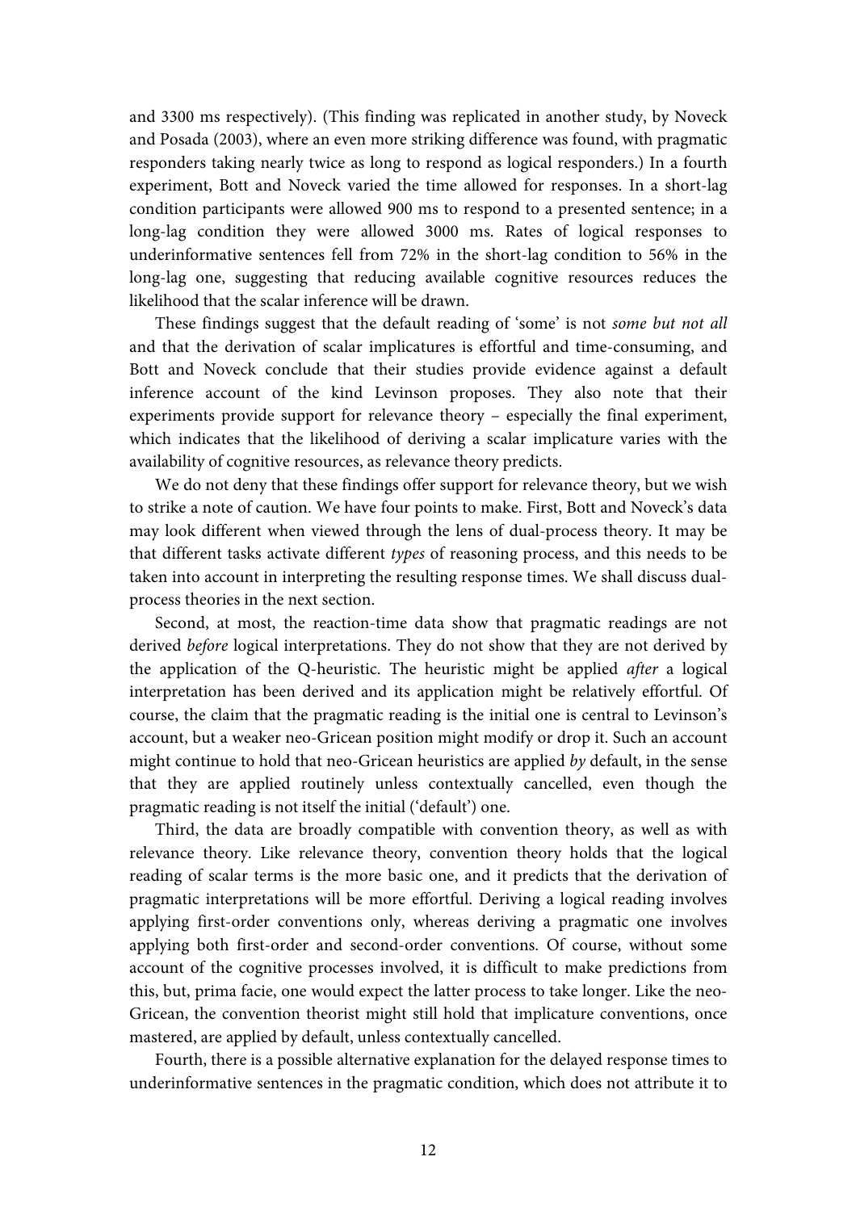and 3300 ms respectively). (This finding was replicated in another study, by Noveck and Posada (2003), where an even more striking difference was found, with pragmatic responders taking nearly twice as long to respond as logical responders.) In a fourth experiment, Bott and Noveck varied the time allowed for responses. In a short-lag condition participants were allowed 900 ms to respond to a presented sentence; in a long-lag condition they were allowed 3000 ms. Rates of logical responses to underinformative sentences fell from 72% in the short-lag condition to 56% in the long-lag one, suggesting that reducing available cognitive resources reduces the likelihood that the scalar inference will be drawn.

These findings suggest that the default reading of 'some' is not *some but not all* and that the derivation of scalar implicatures is effortful and time-consuming, and Bott and Noveck conclude that their studies provide evidence against a default inference account of the kind Levinson proposes. They also note that their experiments provide support for relevance theory – especially the final experiment, which indicates that the likelihood of deriving a scalar implicature varies with the availability of cognitive resources, as relevance theory predicts.

We do not deny that these findings offer support for relevance theory, but we wish to strike a note of caution. We have four points to make. First, Bott and Noveck's data may look different when viewed through the lens of dual-process theory. It may be that different tasks activate different *types* of reasoning process, and this needs to be taken into account in interpreting the resulting response times. We shall discuss dual-process theories in the next section.

Second, at most, the reaction-time data show that pragmatic readings are not derived *before* logical interpretations. They do not show that they are not derived by the application of the Q-heuristic. The heuristic might be applied *after* a logical interpretation has been derived and its application might be relatively effortful. Of course, the claim that the pragmatic reading is the initial one is central to Levinson's account, but a weaker neo-Gricean position might modify or drop it. Such an account might continue to hold that neo-Gricean heuristics are applied *by* default, in the sense that they are applied routinely unless contextually cancelled, even though the pragmatic reading is not itself the initial ('default') one.

Third, the data are broadly compatible with convention theory, as well as with relevance theory. Like relevance theory, convention theory holds that the logical reading of scalar terms is the more basic one, and it predicts that the derivation of pragmatic interpretations will be more effortful. Deriving a logical reading involves applying first-order conventions only, whereas deriving a pragmatic one involves applying both first-order and second-order conventions. Of course, without some account of the cognitive processes involved, it is difficult to make predictions from this, but, prima facie, one would expect the latter process to take longer. Like the neo-Gricean, the convention theorist might still hold that implicature conventions, once mastered, are applied by default, unless contextually cancelled.

Fourth, there is a possible alternative explanation for the delayed response times to underinformative sentences in the pragmatic condition, which does not attribute it to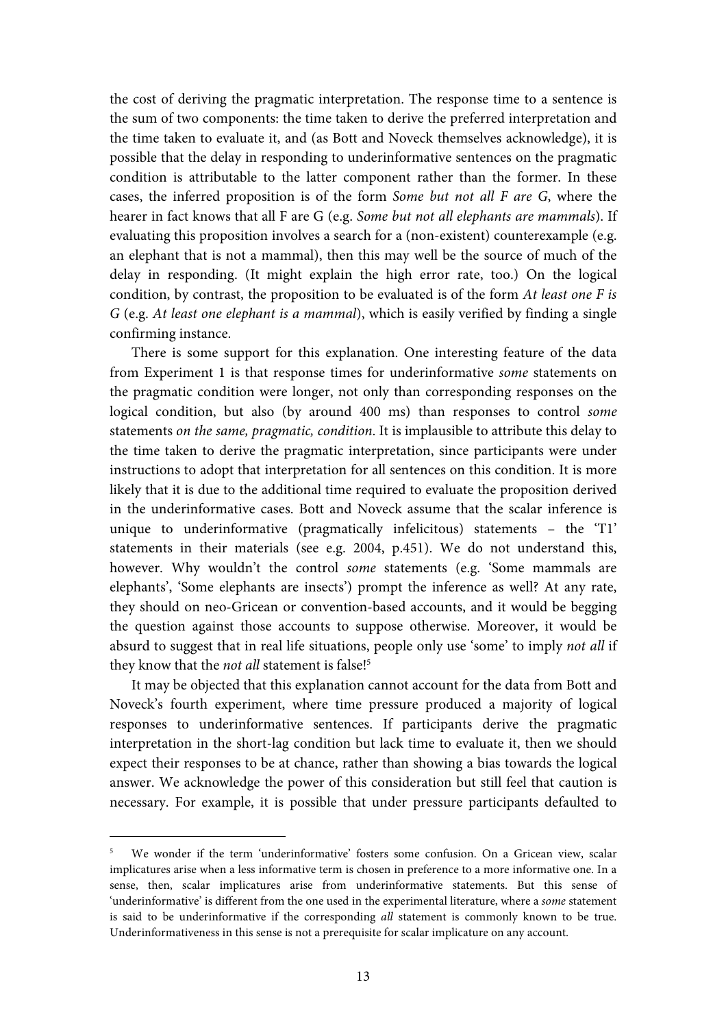the cost of deriving the pragmatic interpretation. The response time to a sentence is the sum of two components: the time taken to derive the preferred interpretation and the time taken to evaluate it, and (as Bott and Noveck themselves acknowledge), it is possible that the delay in responding to underinformative sentences on the pragmatic condition is attributable to the latter component rather than the former. In these cases, the inferred proposition is of the form *Some but not all F are G*, where the hearer in fact knows that all F are G (e.g. *Some but not all elephants are mammals*). If evaluating this proposition involves a search for a (non-existent) counterexample (e.g. an elephant that is not a mammal), then this may well be the source of much of the delay in responding. (It might explain the high error rate, too.) On the logical condition, by contrast, the proposition to be evaluated is of the form *At least one F is G* (e.g. *At least one elephant is a mammal*), which is easily verified by finding a single confirming instance.

There is some support for this explanation. One interesting feature of the data from Experiment 1 is that response times for underinformative *some* statements on the pragmatic condition were longer, not only than corresponding responses on the logical condition, but also (by around 400 ms) than responses to control *some* statements *on the same, pragmatic, condition*. It is implausible to attribute this delay to the time taken to derive the pragmatic interpretation, since participants were under instructions to adopt that interpretation for all sentences on this condition. It is more likely that it is due to the additional time required to evaluate the proposition derived in the underinformative cases. Bott and Noveck assume that the scalar inference is unique to underinformative (pragmatically infelicitous) statements – the 'T1' statements in their materials (see e.g. 2004, p.451). We do not understand this, however. Why wouldn't the control *some* statements (e.g. 'Some mammals are elephants', 'Some elephants are insects') prompt the inference as well? At any rate, they should on neo-Gricean or convention-based accounts, and it would be begging the question against those accounts to suppose otherwise. Moreover, it would be absurd to suggest that in real life situations, people only use 'some' to imply *not all* if they know that the *not all* statement is false![5]

It may be objected that this explanation cannot account for the data from Bott and Noveck's fourth experiment, where time pressure produced a majority of logical responses to underinformative sentences. If participants derive the pragmatic interpretation in the short-lag condition but lack time to evaluate it, then we should expect their responses to be at chance, rather than showing a bias towards the logical answer. We acknowledge the power of this consideration but still feel that caution is necessary. For example, it is possible that under pressure participants defaulted to

[5] We wonder if the term 'underinformative' fosters some confusion. On a Gricean view, scalar implicatures arise when a less informative term is chosen in preference to a more informative one. In a sense, then, scalar implicatures arise from underinformative statements. But this sense of 'underinformative' is different from the one used in the experimental literature, where a *some* statement is said to be underinformative if the corresponding *all* statement is commonly known to be true. Underinformativeness in this sense is not a prerequisite for scalar implicature on any account.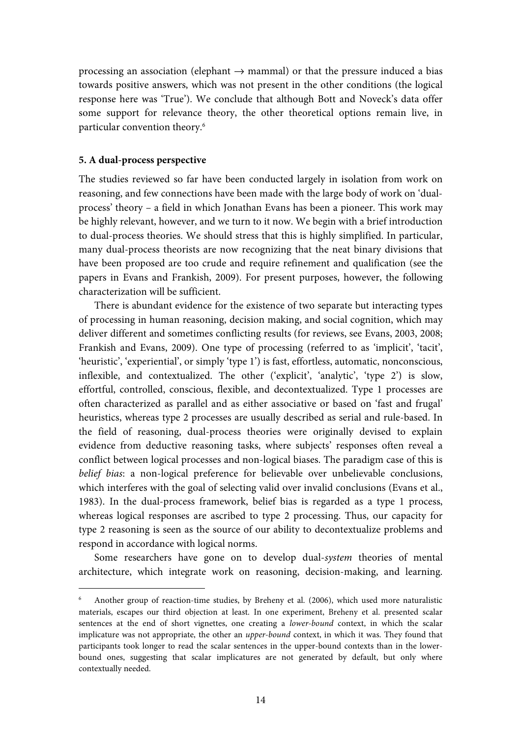processing an association (elephant → mammal) or that the pressure induced a bias towards positive answers, which was not present in the other conditions (the logical response here was 'True'). We conclude that although Bott and Noveck's data offer some support for relevance theory, the other theoretical options remain live, in particular convention theory.[6]

## 5. A dual-process perspective

The studies reviewed so far have been conducted largely in isolation from work on reasoning, and few connections have been made with the large body of work on 'dual-process' theory – a field in which Jonathan Evans has been a pioneer. This work may be highly relevant, however, and we turn to it now. We begin with a brief introduction to dual-process theories. We should stress that this is highly simplified. In particular, many dual-process theorists are now recognizing that the neat binary divisions that have been proposed are too crude and require refinement and qualification (see the papers in Evans and Frankish, 2009). For present purposes, however, the following characterization will be sufficient.

There is abundant evidence for the existence of two separate but interacting types of processing in human reasoning, decision making, and social cognition, which may deliver different and sometimes conflicting results (for reviews, see Evans, 2003, 2008; Frankish and Evans, 2009). One type of processing (referred to as 'implicit', 'tacit', 'heuristic', 'experiential', or simply 'type 1') is fast, effortless, automatic, nonconscious, inflexible, and contextualized. The other ('explicit', 'analytic', 'type 2') is slow, effortful, controlled, conscious, flexible, and decontextualized. Type 1 processes are often characterized as parallel and as either associative or based on 'fast and frugal' heuristics, whereas type 2 processes are usually described as serial and rule-based. In the field of reasoning, dual-process theories were originally devised to explain evidence from deductive reasoning tasks, where subjects' responses often reveal a conflict between logical processes and non-logical biases. The paradigm case of this is *belief bias*: a non-logical preference for believable over unbelievable conclusions, which interferes with the goal of selecting valid over invalid conclusions (Evans et al., 1983). In the dual-process framework, belief bias is regarded as a type 1 process, whereas logical responses are ascribed to type 2 processing. Thus, our capacity for type 2 reasoning is seen as the source of our ability to decontextualize problems and respond in accordance with logical norms.

Some researchers have gone on to develop dual-*system* theories of mental architecture, which integrate work on reasoning, decision-making, and learning.

---

[6] Another group of reaction-time studies, by Breheny et al. (2006), which used more naturalistic materials, escapes our third objection at least. In one experiment, Breheny et al. presented scalar sentences at the end of short vignettes, one creating a *lower-bound* context, in which the scalar implicature was not appropriate, the other an *upper-bound* context, in which it was. They found that participants took longer to read the scalar sentences in the upper-bound contexts than in the lower-bound ones, suggesting that scalar implicatures are not generated by default, but only where contextually needed.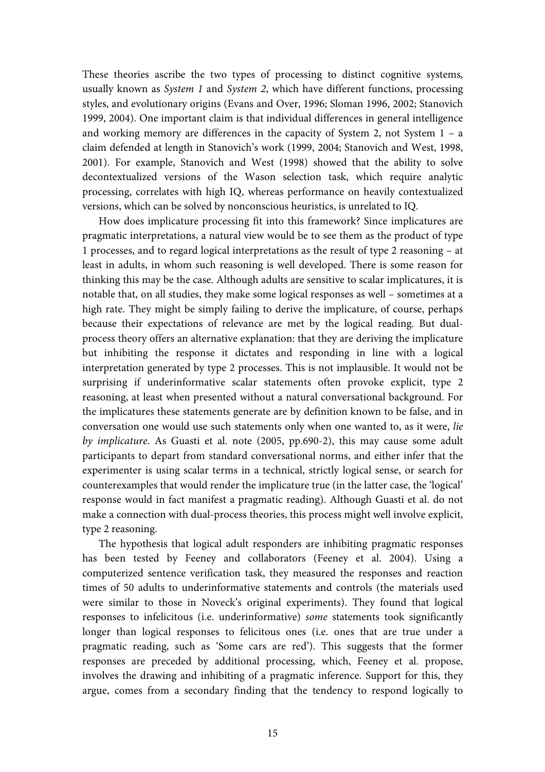These theories ascribe the two types of processing to distinct cognitive systems, usually known as *System 1* and *System 2*, which have different functions, processing styles, and evolutionary origins (Evans and Over, 1996; Sloman 1996, 2002; Stanovich 1999, 2004). One important claim is that individual differences in general intelligence and working memory are differences in the capacity of System 2, not System 1 – a claim defended at length in Stanovich's work (1999, 2004; Stanovich and West, 1998, 2001). For example, Stanovich and West (1998) showed that the ability to solve decontextualized versions of the Wason selection task, which require analytic processing, correlates with high IQ, whereas performance on heavily contextualized versions, which can be solved by nonconscious heuristics, is unrelated to IQ.

How does implicature processing fit into this framework? Since implicatures are pragmatic interpretations, a natural view would be to see them as the product of type 1 processes, and to regard logical interpretations as the result of type 2 reasoning – at least in adults, in whom such reasoning is well developed. There is some reason for thinking this may be the case. Although adults are sensitive to scalar implicatures, it is notable that, on all studies, they make some logical responses as well – sometimes at a high rate. They might be simply failing to derive the implicature, of course, perhaps because their expectations of relevance are met by the logical reading. But dual-process theory offers an alternative explanation: that they are deriving the implicature but inhibiting the response it dictates and responding in line with a logical interpretation generated by type 2 processes. This is not implausible. It would not be surprising if underinformative scalar statements often provoke explicit, type 2 reasoning, at least when presented without a natural conversational background. For the implicatures these statements generate are by definition known to be false, and in conversation one would use such statements only when one wanted to, as it were, *lie by implicature*. As Guasti et al. note (2005, pp.690-2), this may cause some adult participants to depart from standard conversational norms, and either infer that the experimenter is using scalar terms in a technical, strictly logical sense, or search for counterexamples that would render the implicature true (in the latter case, the 'logical' response would in fact manifest a pragmatic reading). Although Guasti et al. do not make a connection with dual-process theories, this process might well involve explicit, type 2 reasoning.

The hypothesis that logical adult responders are inhibiting pragmatic responses has been tested by Feeney and collaborators (Feeney et al. 2004). Using a computerized sentence verification task, they measured the responses and reaction times of 50 adults to underinformative statements and controls (the materials used were similar to those in Noveck's original experiments). They found that logical responses to infelicitous (i.e. underinformative) *some* statements took significantly longer than logical responses to felicitous ones (i.e. ones that are true under a pragmatic reading, such as 'Some cars are red'). This suggests that the former responses are preceded by additional processing, which, Feeney et al. propose, involves the drawing and inhibiting of a pragmatic inference. Support for this, they argue, comes from a secondary finding that the tendency to respond logically to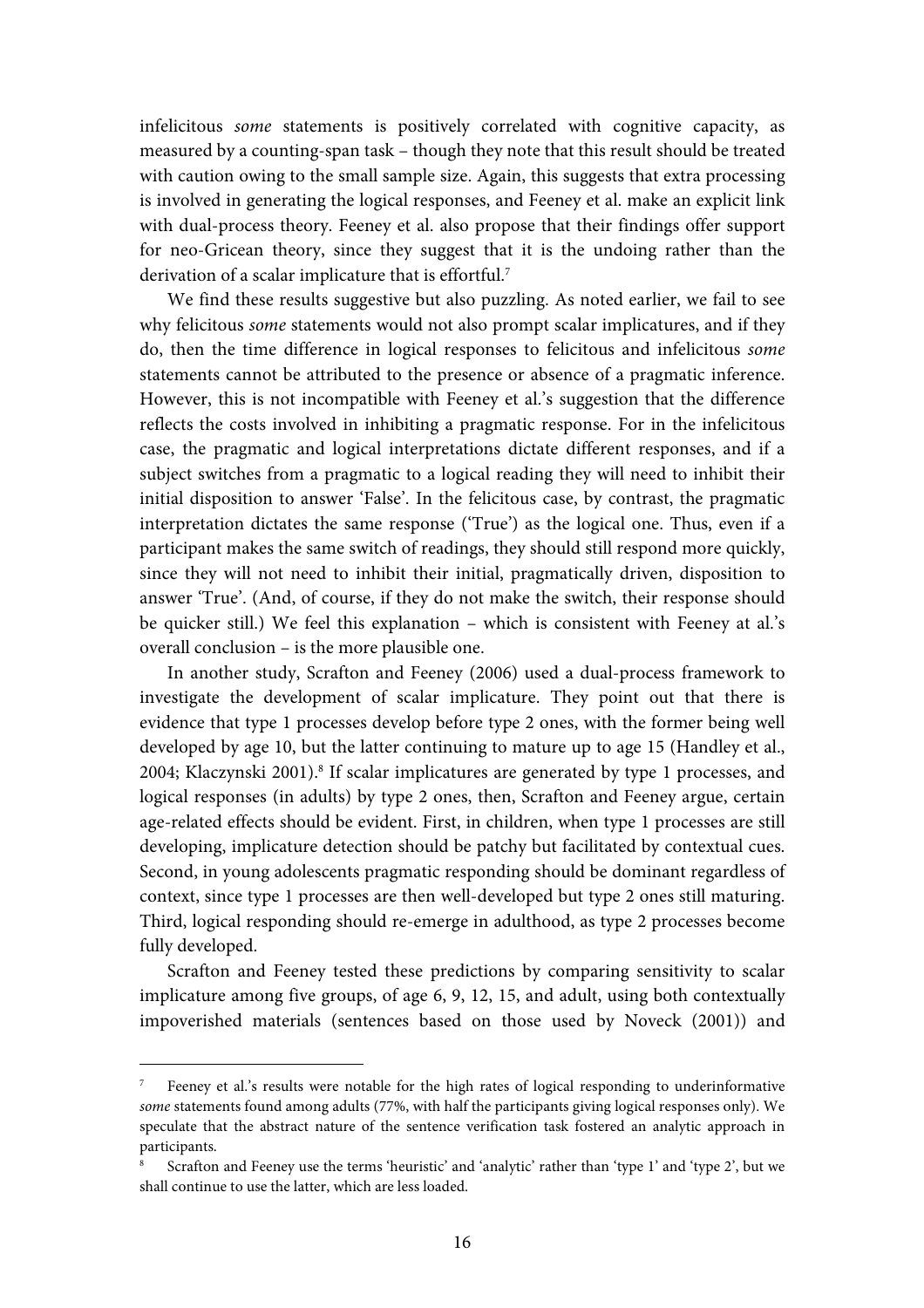infelicitous *some* statements is positively correlated with cognitive capacity, as measured by a counting-span task – though they note that this result should be treated with caution owing to the small sample size. Again, this suggests that extra processing is involved in generating the logical responses, and Feeney et al. make an explicit link with dual-process theory. Feeney et al. also propose that their findings offer support for neo-Gricean theory, since they suggest that it is the undoing rather than the derivation of a scalar implicature that is effortful.[7]

We find these results suggestive but also puzzling. As noted earlier, we fail to see why felicitous *some* statements would not also prompt scalar implicatures, and if they do, then the time difference in logical responses to felicitous and infelicitous *some* statements cannot be attributed to the presence or absence of a pragmatic inference. However, this is not incompatible with Feeney et al.'s suggestion that the difference reflects the costs involved in inhibiting a pragmatic response. For in the infelicitous case, the pragmatic and logical interpretations dictate different responses, and if a subject switches from a pragmatic to a logical reading they will need to inhibit their initial disposition to answer 'False'. In the felicitous case, by contrast, the pragmatic interpretation dictates the same response ('True') as the logical one. Thus, even if a participant makes the same switch of readings, they should still respond more quickly, since they will not need to inhibit their initial, pragmatically driven, disposition to answer 'True'. (And, of course, if they do not make the switch, their response should be quicker still.) We feel this explanation – which is consistent with Feeney at al.'s overall conclusion – is the more plausible one.

In another study, Scrafton and Feeney (2006) used a dual-process framework to investigate the development of scalar implicature. They point out that there is evidence that type 1 processes develop before type 2 ones, with the former being well developed by age 10, but the latter continuing to mature up to age 15 (Handley et al., 2004; Klaczynski 2001).[8] If scalar implicatures are generated by type 1 processes, and logical responses (in adults) by type 2 ones, then, Scrafton and Feeney argue, certain age-related effects should be evident. First, in children, when type 1 processes are still developing, implicature detection should be patchy but facilitated by contextual cues. Second, in young adolescents pragmatic responding should be dominant regardless of context, since type 1 processes are then well-developed but type 2 ones still maturing. Third, logical responding should re-emerge in adulthood, as type 2 processes become fully developed.

Scrafton and Feeney tested these predictions by comparing sensitivity to scalar implicature among five groups, of age 6, 9, 12, 15, and adult, using both contextually impoverished materials (sentences based on those used by Noveck (2001)) and

---

[7] Feeney et al.'s results were notable for the high rates of logical responding to underinformative *some* statements found among adults (77%, with half the participants giving logical responses only). We speculate that the abstract nature of the sentence verification task fostered an analytic approach in participants.

[8] Scrafton and Feeney use the terms 'heuristic' and 'analytic' rather than 'type 1' and 'type 2', but we shall continue to use the latter, which are less loaded.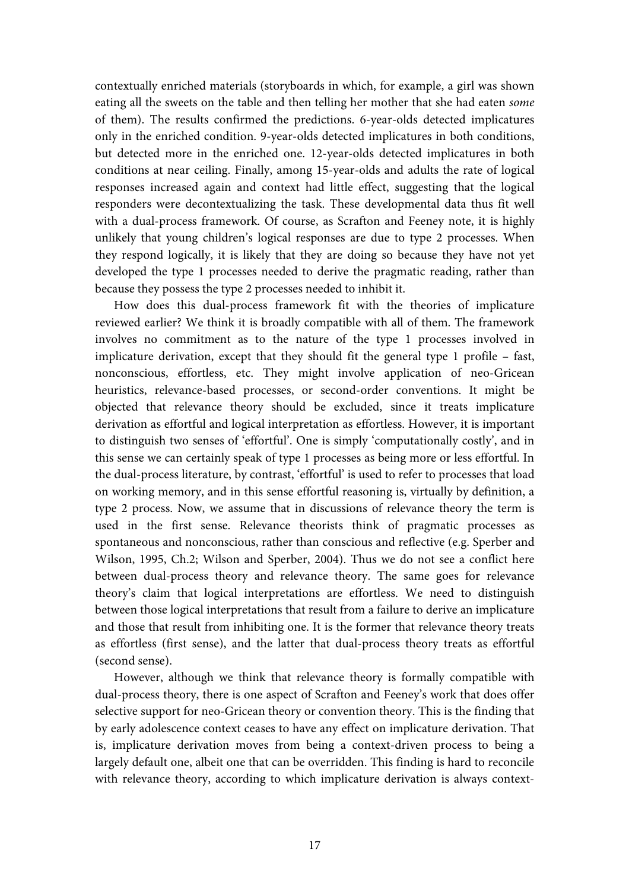contextually enriched materials (storyboards in which, for example, a girl was shown eating all the sweets on the table and then telling her mother that she had eaten *some* of them). The results confirmed the predictions. 6-year-olds detected implicatures only in the enriched condition. 9-year-olds detected implicatures in both conditions, but detected more in the enriched one. 12-year-olds detected implicatures in both conditions at near ceiling. Finally, among 15-year-olds and adults the rate of logical responses increased again and context had little effect, suggesting that the logical responders were decontextualizing the task. These developmental data thus fit well with a dual-process framework. Of course, as Scrafton and Feeney note, it is highly unlikely that young children's logical responses are due to type 2 processes. When they respond logically, it is likely that they are doing so because they have not yet developed the type 1 processes needed to derive the pragmatic reading, rather than because they possess the type 2 processes needed to inhibit it.

How does this dual-process framework fit with the theories of implicature reviewed earlier? We think it is broadly compatible with all of them. The framework involves no commitment as to the nature of the type 1 processes involved in implicature derivation, except that they should fit the general type 1 profile – fast, nonconscious, effortless, etc. They might involve application of neo-Gricean heuristics, relevance-based processes, or second-order conventions. It might be objected that relevance theory should be excluded, since it treats implicature derivation as effortful and logical interpretation as effortless. However, it is important to distinguish two senses of 'effortful'. One is simply 'computationally costly', and in this sense we can certainly speak of type 1 processes as being more or less effortful. In the dual-process literature, by contrast, 'effortful' is used to refer to processes that load on working memory, and in this sense effortful reasoning is, virtually by definition, a type 2 process. Now, we assume that in discussions of relevance theory the term is used in the first sense. Relevance theorists think of pragmatic processes as spontaneous and nonconscious, rather than conscious and reflective (e.g. Sperber and Wilson, 1995, Ch.2; Wilson and Sperber, 2004). Thus we do not see a conflict here between dual-process theory and relevance theory. The same goes for relevance theory's claim that logical interpretations are effortless. We need to distinguish between those logical interpretations that result from a failure to derive an implicature and those that result from inhibiting one. It is the former that relevance theory treats as effortless (first sense), and the latter that dual-process theory treats as effortful (second sense).

However, although we think that relevance theory is formally compatible with dual-process theory, there is one aspect of Scrafton and Feeney's work that does offer selective support for neo-Gricean theory or convention theory. This is the finding that by early adolescence context ceases to have any effect on implicature derivation. That is, implicature derivation moves from being a context-driven process to being a largely default one, albeit one that can be overridden. This finding is hard to reconcile with relevance theory, according to which implicature derivation is always context-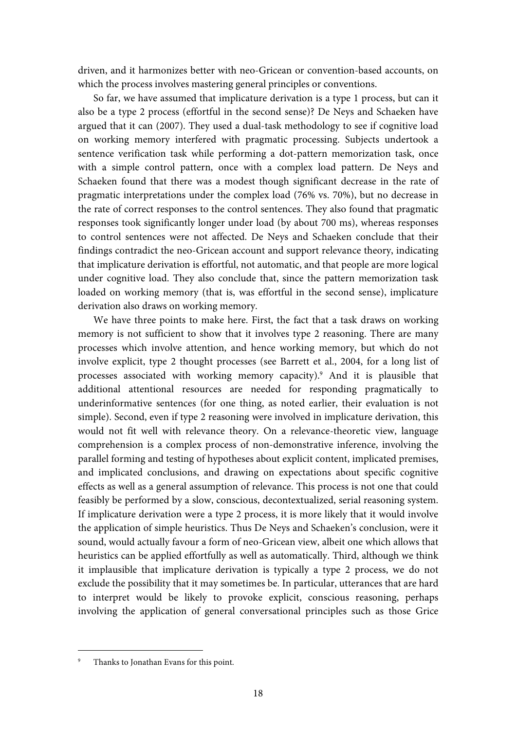driven, and it harmonizes better with neo-Gricean or convention-based accounts, on which the process involves mastering general principles or conventions.

So far, we have assumed that implicature derivation is a type 1 process, but can it also be a type 2 process (effortful in the second sense)? De Neys and Schaeken have argued that it can (2007). They used a dual-task methodology to see if cognitive load on working memory interfered with pragmatic processing. Subjects undertook a sentence verification task while performing a dot-pattern memorization task, once with a simple control pattern, once with a complex load pattern. De Neys and Schaeken found that there was a modest though significant decrease in the rate of pragmatic interpretations under the complex load (76% vs. 70%), but no decrease in the rate of correct responses to the control sentences. They also found that pragmatic responses took significantly longer under load (by about 700 ms), whereas responses to control sentences were not affected. De Neys and Schaeken conclude that their findings contradict the neo-Gricean account and support relevance theory, indicating that implicature derivation is effortful, not automatic, and that people are more logical under cognitive load. They also conclude that, since the pattern memorization task loaded on working memory (that is, was effortful in the second sense), implicature derivation also draws on working memory.

We have three points to make here. First, the fact that a task draws on working memory is not sufficient to show that it involves type 2 reasoning. There are many processes which involve attention, and hence working memory, but which do not involve explicit, type 2 thought processes (see Barrett et al., 2004, for a long list of processes associated with working memory capacity).[9] And it is plausible that additional attentional resources are needed for responding pragmatically to underinformative sentences (for one thing, as noted earlier, their evaluation is not simple). Second, even if type 2 reasoning were involved in implicature derivation, this would not fit well with relevance theory. On a relevance-theoretic view, language comprehension is a complex process of non-demonstrative inference, involving the parallel forming and testing of hypotheses about explicit content, implicated premises, and implicated conclusions, and drawing on expectations about specific cognitive effects as well as a general assumption of relevance. This process is not one that could feasibly be performed by a slow, conscious, decontextualized, serial reasoning system. If implicature derivation were a type 2 process, it is more likely that it would involve the application of simple heuristics. Thus De Neys and Schaeken's conclusion, were it sound, would actually favour a form of neo-Gricean view, albeit one which allows that heuristics can be applied effortfully as well as automatically. Third, although we think it implausible that implicature derivation is typically a type 2 process, we do not exclude the possibility that it may sometimes be. In particular, utterances that are hard to interpret would be likely to provoke explicit, conscious reasoning, perhaps involving the application of general conversational principles such as those Grice

[9] Thanks to Jonathan Evans for this point.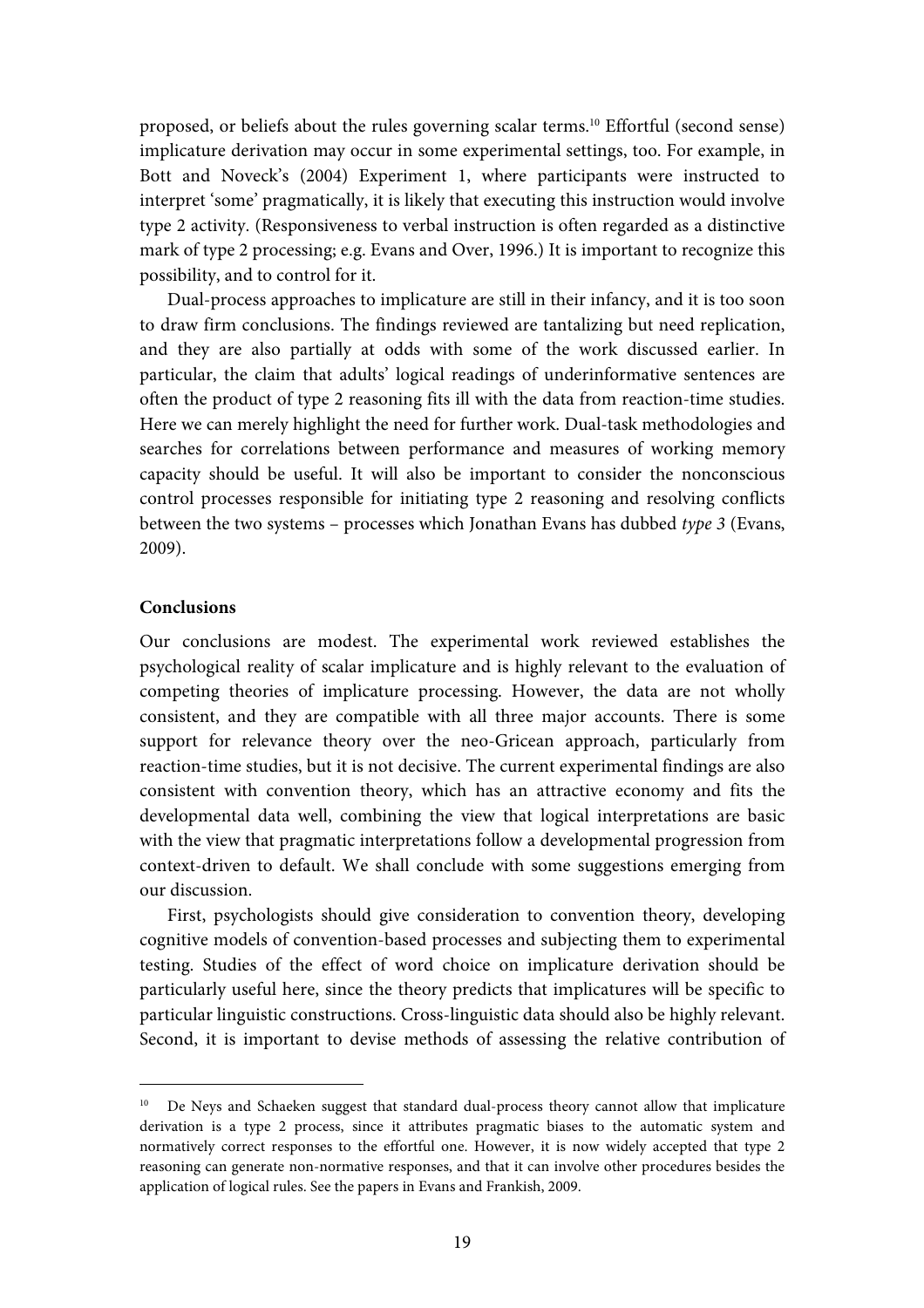proposed, or beliefs about the rules governing scalar terms.[10] Effortful (second sense) implicature derivation may occur in some experimental settings, too. For example, in Bott and Noveck's (2004) Experiment 1, where participants were instructed to interpret 'some' pragmatically, it is likely that executing this instruction would involve type 2 activity. (Responsiveness to verbal instruction is often regarded as a distinctive mark of type 2 processing; e.g. Evans and Over, 1996.) It is important to recognize this possibility, and to control for it.

Dual-process approaches to implicature are still in their infancy, and it is too soon to draw firm conclusions. The findings reviewed are tantalizing but need replication, and they are also partially at odds with some of the work discussed earlier. In particular, the claim that adults' logical readings of underinformative sentences are often the product of type 2 reasoning fits ill with the data from reaction-time studies. Here we can merely highlight the need for further work. Dual-task methodologies and searches for correlations between performance and measures of working memory capacity should be useful. It will also be important to consider the nonconscious control processes responsible for initiating type 2 reasoning and resolving conflicts between the two systems – processes which Jonathan Evans has dubbed *type 3* (Evans, 2009).

## Conclusions

Our conclusions are modest. The experimental work reviewed establishes the psychological reality of scalar implicature and is highly relevant to the evaluation of competing theories of implicature processing. However, the data are not wholly consistent, and they are compatible with all three major accounts. There is some support for relevance theory over the neo-Gricean approach, particularly from reaction-time studies, but it is not decisive. The current experimental findings are also consistent with convention theory, which has an attractive economy and fits the developmental data well, combining the view that logical interpretations are basic with the view that pragmatic interpretations follow a developmental progression from context-driven to default. We shall conclude with some suggestions emerging from our discussion.

First, psychologists should give consideration to convention theory, developing cognitive models of convention-based processes and subjecting them to experimental testing. Studies of the effect of word choice on implicature derivation should be particularly useful here, since the theory predicts that implicatures will be specific to particular linguistic constructions. Cross-linguistic data should also be highly relevant. Second, it is important to devise methods of assessing the relative contribution of

---

[10] De Neys and Schaeken suggest that standard dual-process theory cannot allow that implicature derivation is a type 2 process, since it attributes pragmatic biases to the automatic system and normatively correct responses to the effortful one. However, it is now widely accepted that type 2 reasoning can generate non-normative responses, and that it can involve other procedures besides the application of logical rules. See the papers in Evans and Frankish, 2009.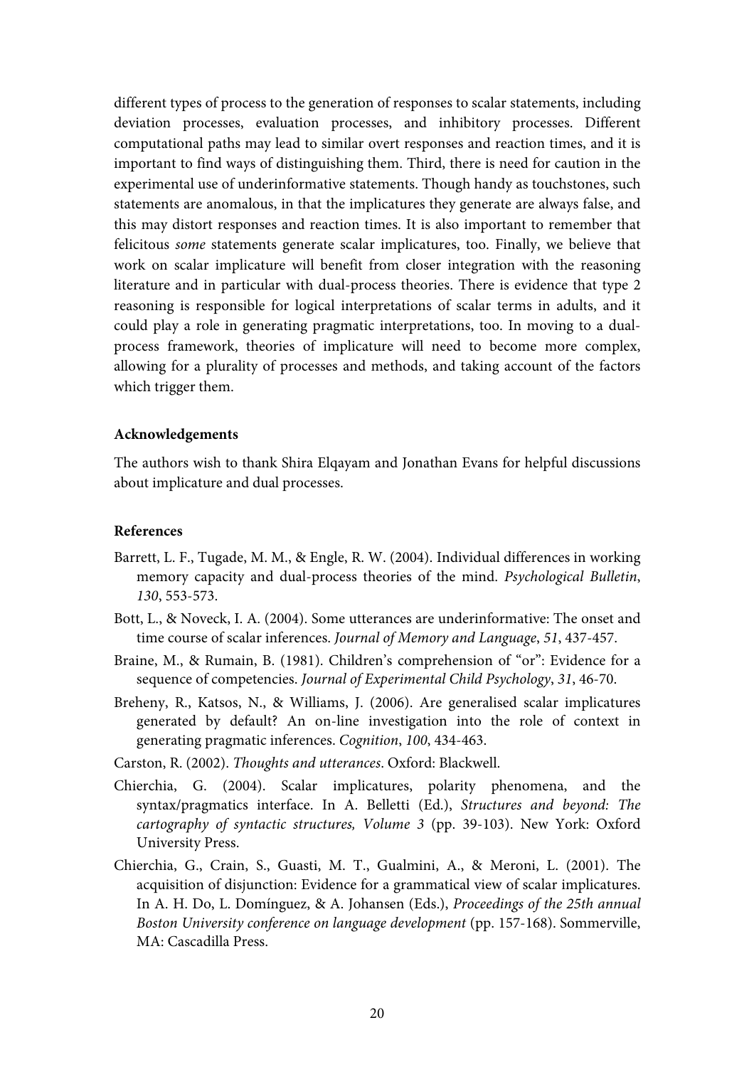different types of process to the generation of responses to scalar statements, including deviation processes, evaluation processes, and inhibitory processes. Different computational paths may lead to similar overt responses and reaction times, and it is important to find ways of distinguishing them. Third, there is need for caution in the experimental use of underinformative statements. Though handy as touchstones, such statements are anomalous, in that the implicatures they generate are always false, and this may distort responses and reaction times. It is also important to remember that felicitous *some* statements generate scalar implicatures, too. Finally, we believe that work on scalar implicature will benefit from closer integration with the reasoning literature and in particular with dual-process theories. There is evidence that type 2 reasoning is responsible for logical interpretations of scalar terms in adults, and it could play a role in generating pragmatic interpretations, too. In moving to a dual-process framework, theories of implicature will need to become more complex, allowing for a plurality of processes and methods, and taking account of the factors which trigger them.

**Acknowledgements**

The authors wish to thank Shira Elqayam and Jonathan Evans for helpful discussions about implicature and dual processes.

**References**

Barrett, L. F., Tugade, M. M., & Engle, R. W. (2004). Individual differences in working memory capacity and dual-process theories of the mind. *Psychological Bulletin*, *130*, 553-573.

Bott, L., & Noveck, I. A. (2004). Some utterances are underinformative: The onset and time course of scalar inferences. *Journal of Memory and Language*, *51*, 437-457.

Braine, M., & Rumain, B. (1981). Children's comprehension of "or": Evidence for a sequence of competencies. *Journal of Experimental Child Psychology*, *31*, 46-70.

Breheny, R., Katsos, N., & Williams, J. (2006). Are generalised scalar implicatures generated by default? An on-line investigation into the role of context in generating pragmatic inferences. *Cognition*, *100*, 434-463.

Carston, R. (2002). *Thoughts and utterances*. Oxford: Blackwell.

Chierchia, G. (2004). Scalar implicatures, polarity phenomena, and the syntax/pragmatics interface. In A. Belletti (Ed.), *Structures and beyond: The cartography of syntactic structures, Volume 3* (pp. 39-103). New York: Oxford University Press.

Chierchia, G., Crain, S., Guasti, M. T., Gualmini, A., & Meroni, L. (2001). The acquisition of disjunction: Evidence for a grammatical view of scalar implicatures. In A. H. Do, L. Domínguez, & A. Johansen (Eds.), *Proceedings of the 25th annual Boston University conference on language development* (pp. 157-168). Sommerville, MA: Cascadilla Press.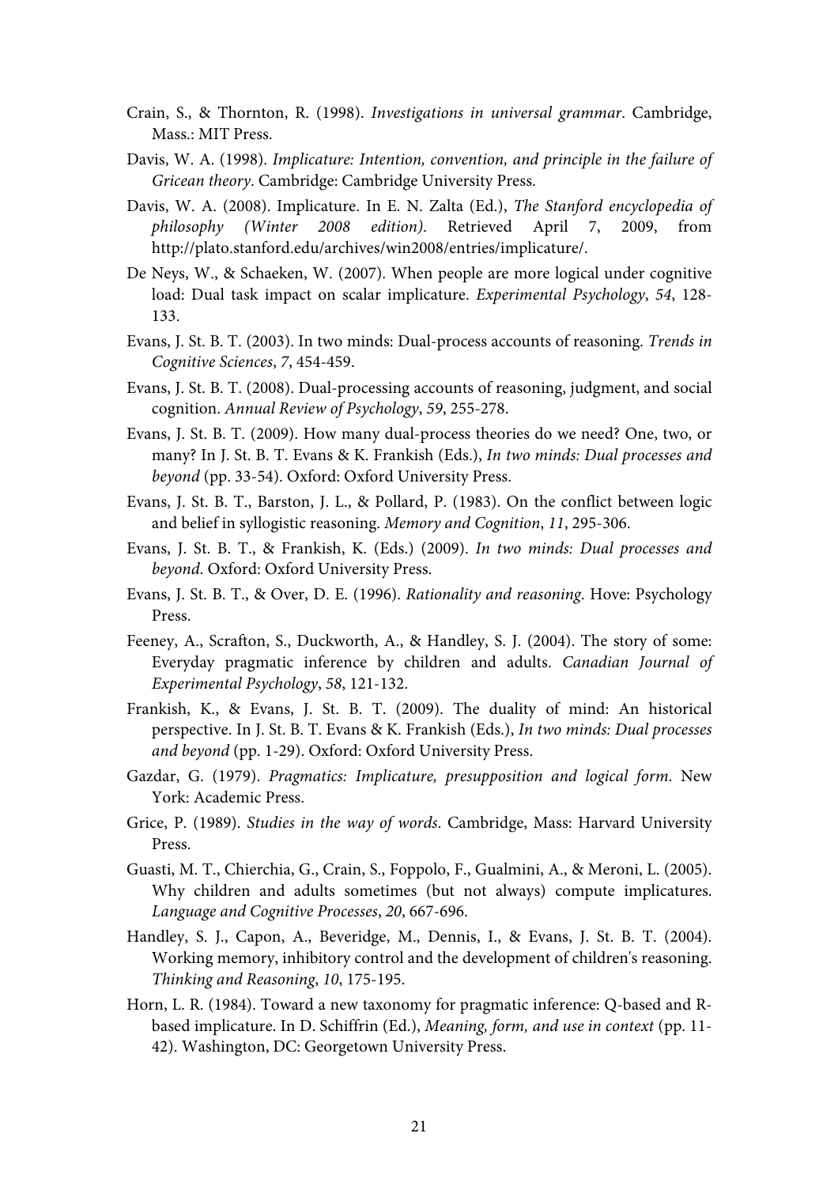Crain, S., & Thornton, R. (1998). *Investigations in universal grammar*. Cambridge, Mass.: MIT Press.

Davis, W. A. (1998). *Implicature: Intention, convention, and principle in the failure of Gricean theory*. Cambridge: Cambridge University Press.

Davis, W. A. (2008). Implicature. In E. N. Zalta (Ed.), *The Stanford encyclopedia of philosophy (Winter 2008 edition)*. Retrieved April 7, 2009, from http://plato.stanford.edu/archives/win2008/entries/implicature/.

De Neys, W., & Schaeken, W. (2007). When people are more logical under cognitive load: Dual task impact on scalar implicature. *Experimental Psychology*, *54*, 128-133.

Evans, J. St. B. T. (2003). In two minds: Dual-process accounts of reasoning. *Trends in Cognitive Sciences*, *7*, 454-459.

Evans, J. St. B. T. (2008). Dual-processing accounts of reasoning, judgment, and social cognition. *Annual Review of Psychology*, *59*, 255-278.

Evans, J. St. B. T. (2009). How many dual-process theories do we need? One, two, or many? In J. St. B. T. Evans & K. Frankish (Eds.), *In two minds: Dual processes and beyond* (pp. 33-54). Oxford: Oxford University Press.

Evans, J. St. B. T., Barston, J. L., & Pollard, P. (1983). On the conflict between logic and belief in syllogistic reasoning. *Memory and Cognition*, *11*, 295-306.

Evans, J. St. B. T., & Frankish, K. (Eds.) (2009). *In two minds: Dual processes and beyond*. Oxford: Oxford University Press.

Evans, J. St. B. T., & Over, D. E. (1996). *Rationality and reasoning*. Hove: Psychology Press.

Feeney, A., Scrafton, S., Duckworth, A., & Handley, S. J. (2004). The story of some: Everyday pragmatic inference by children and adults. *Canadian Journal of Experimental Psychology*, *58*, 121-132.

Frankish, K., & Evans, J. St. B. T. (2009). The duality of mind: An historical perspective. In J. St. B. T. Evans & K. Frankish (Eds.), *In two minds: Dual processes and beyond* (pp. 1-29). Oxford: Oxford University Press.

Gazdar, G. (1979). *Pragmatics: Implicature, presupposition and logical form*. New York: Academic Press.

Grice, P. (1989). *Studies in the way of words*. Cambridge, Mass: Harvard University Press.

Guasti, M. T., Chierchia, G., Crain, S., Foppolo, F., Gualmini, A., & Meroni, L. (2005). Why children and adults sometimes (but not always) compute implicatures. *Language and Cognitive Processes*, *20*, 667-696.

Handley, S. J., Capon, A., Beveridge, M., Dennis, I., & Evans, J. St. B. T. (2004). Working memory, inhibitory control and the development of children's reasoning. *Thinking and Reasoning*, *10*, 175-195.

Horn, L. R. (1984). Toward a new taxonomy for pragmatic inference: Q-based and R-based implicature. In D. Schiffrin (Ed.), *Meaning, form, and use in context* (pp. 11-42). Washington, DC: Georgetown University Press.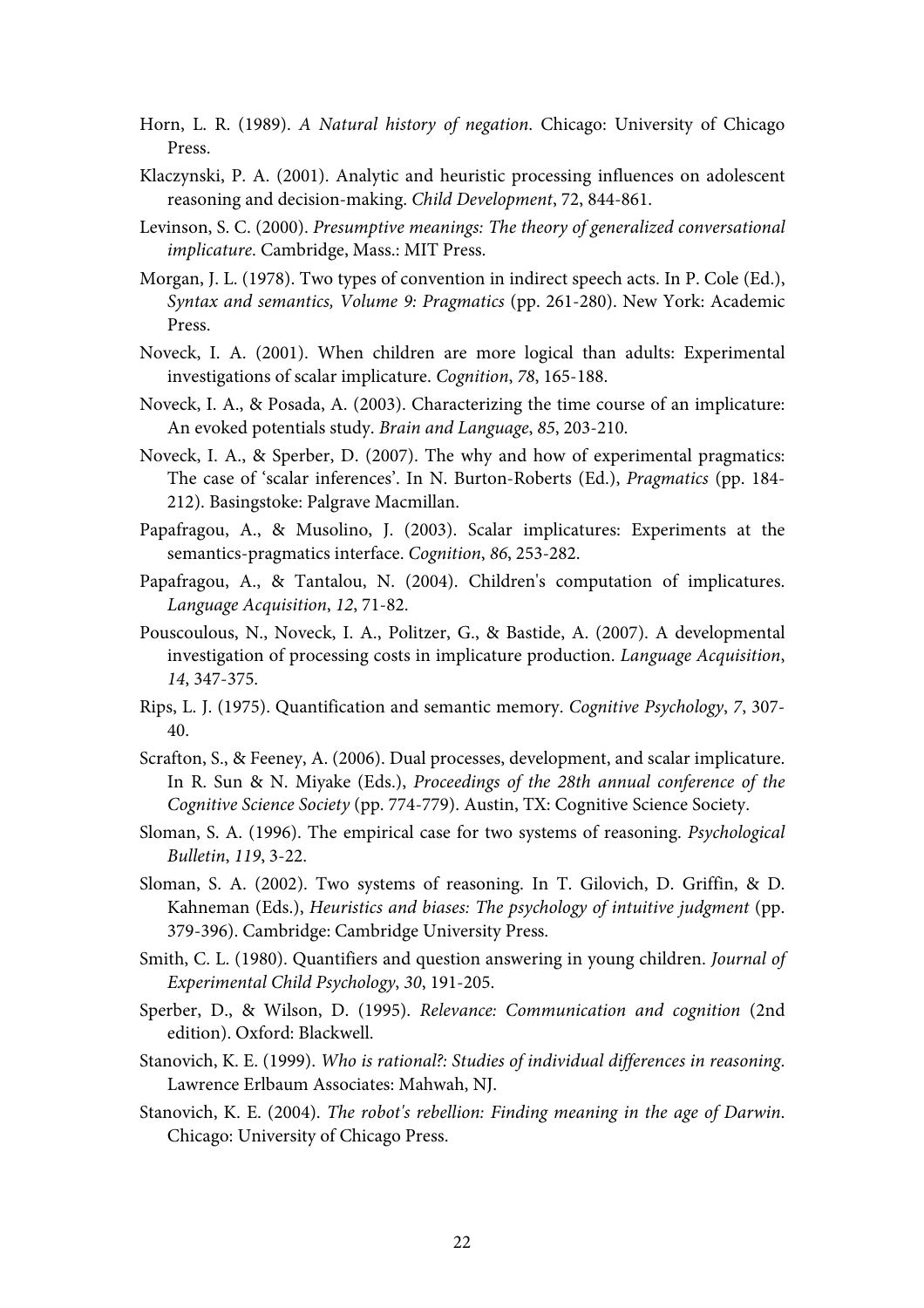Horn, L. R. (1989). *A Natural history of negation*. Chicago: University of Chicago Press.

Klaczynski, P. A. (2001). Analytic and heuristic processing influences on adolescent reasoning and decision-making. *Child Development*, 72, 844-861.

Levinson, S. C. (2000). *Presumptive meanings: The theory of generalized conversational implicature*. Cambridge, Mass.: MIT Press.

Morgan, J. L. (1978). Two types of convention in indirect speech acts. In P. Cole (Ed.), *Syntax and semantics, Volume 9: Pragmatics* (pp. 261-280). New York: Academic Press.

Noveck, I. A. (2001). When children are more logical than adults: Experimental investigations of scalar implicature. *Cognition*, *78*, 165-188.

Noveck, I. A., & Posada, A. (2003). Characterizing the time course of an implicature: An evoked potentials study. *Brain and Language*, *85*, 203-210.

Noveck, I. A., & Sperber, D. (2007). The why and how of experimental pragmatics: The case of 'scalar inferences'. In N. Burton-Roberts (Ed.), *Pragmatics* (pp. 184-212). Basingstoke: Palgrave Macmillan.

Papafragou, A., & Musolino, J. (2003). Scalar implicatures: Experiments at the semantics-pragmatics interface. *Cognition*, *86*, 253-282.

Papafragou, A., & Tantalou, N. (2004). Children's computation of implicatures. *Language Acquisition*, *12*, 71-82.

Pouscoulous, N., Noveck, I. A., Politzer, G., & Bastide, A. (2007). A developmental investigation of processing costs in implicature production. *Language Acquisition*, *14*, 347-375.

Rips, L. J. (1975). Quantification and semantic memory. *Cognitive Psychology*, *7*, 307-40.

Scrafton, S., & Feeney, A. (2006). Dual processes, development, and scalar implicature. In R. Sun & N. Miyake (Eds.), *Proceedings of the 28th annual conference of the Cognitive Science Society* (pp. 774-779). Austin, TX: Cognitive Science Society.

Sloman, S. A. (1996). The empirical case for two systems of reasoning. *Psychological Bulletin*, *119*, 3-22.

Sloman, S. A. (2002). Two systems of reasoning. In T. Gilovich, D. Griffin, & D. Kahneman (Eds.), *Heuristics and biases: The psychology of intuitive judgment* (pp. 379-396). Cambridge: Cambridge University Press.

Smith, C. L. (1980). Quantifiers and question answering in young children. *Journal of Experimental Child Psychology*, *30*, 191-205.

Sperber, D., & Wilson, D. (1995). *Relevance: Communication and cognition* (2nd edition). Oxford: Blackwell.

Stanovich, K. E. (1999). *Who is rational?: Studies of individual differences in reasoning*. Lawrence Erlbaum Associates: Mahwah, NJ.

Stanovich, K. E. (2004). *The robot's rebellion: Finding meaning in the age of Darwin*. Chicago: University of Chicago Press.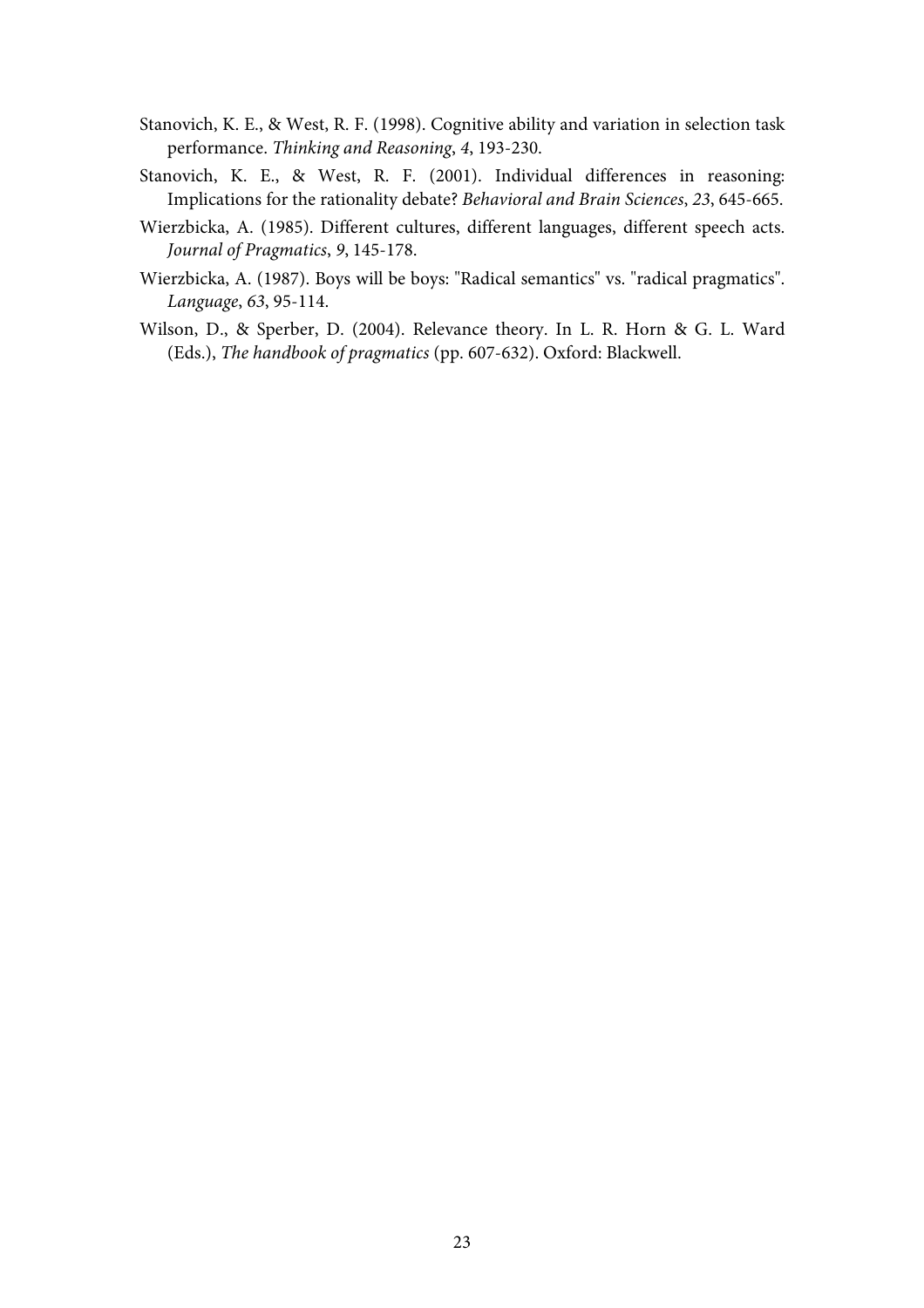Stanovich, K. E., & West, R. F. (1998). Cognitive ability and variation in selection task performance. *Thinking and Reasoning*, *4*, 193-230.

Stanovich, K. E., & West, R. F. (2001). Individual differences in reasoning: Implications for the rationality debate? *Behavioral and Brain Sciences*, *23*, 645-665.

Wierzbicka, A. (1985). Different cultures, different languages, different speech acts. *Journal of Pragmatics*, *9*, 145-178.

Wierzbicka, A. (1987). Boys will be boys: "Radical semantics" vs. "radical pragmatics". *Language*, *63*, 95-114.

Wilson, D., & Sperber, D. (2004). Relevance theory. In L. R. Horn & G. L. Ward (Eds.), *The handbook of pragmatics* (pp. 607-632). Oxford: Blackwell.